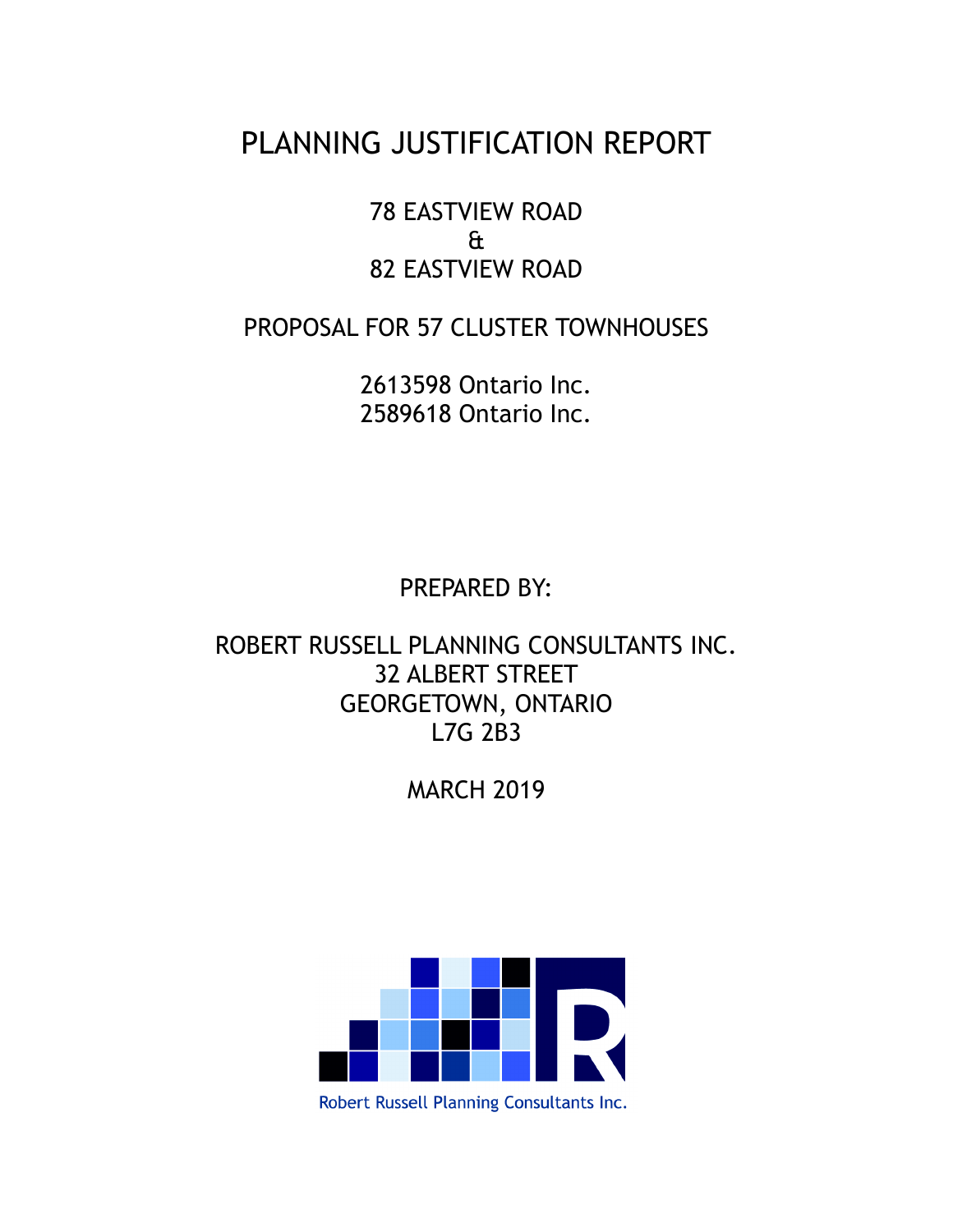# PLANNING JUSTIFICATION REPORT

78 EASTVIEW ROAD
&
82 EASTVIEW ROAD

PROPOSAL FOR 57 CLUSTER TOWNHOUSES

2613598 Ontario Inc.
2589618 Ontario Inc.

PREPARED BY:

ROBERT RUSSELL PLANNING CONSULTANTS INC.
32 ALBERT STREET
GEORGETOWN, ONTARIO
L7G 2B3

MARCH 2019

Robert Russell Planning Consultants Inc.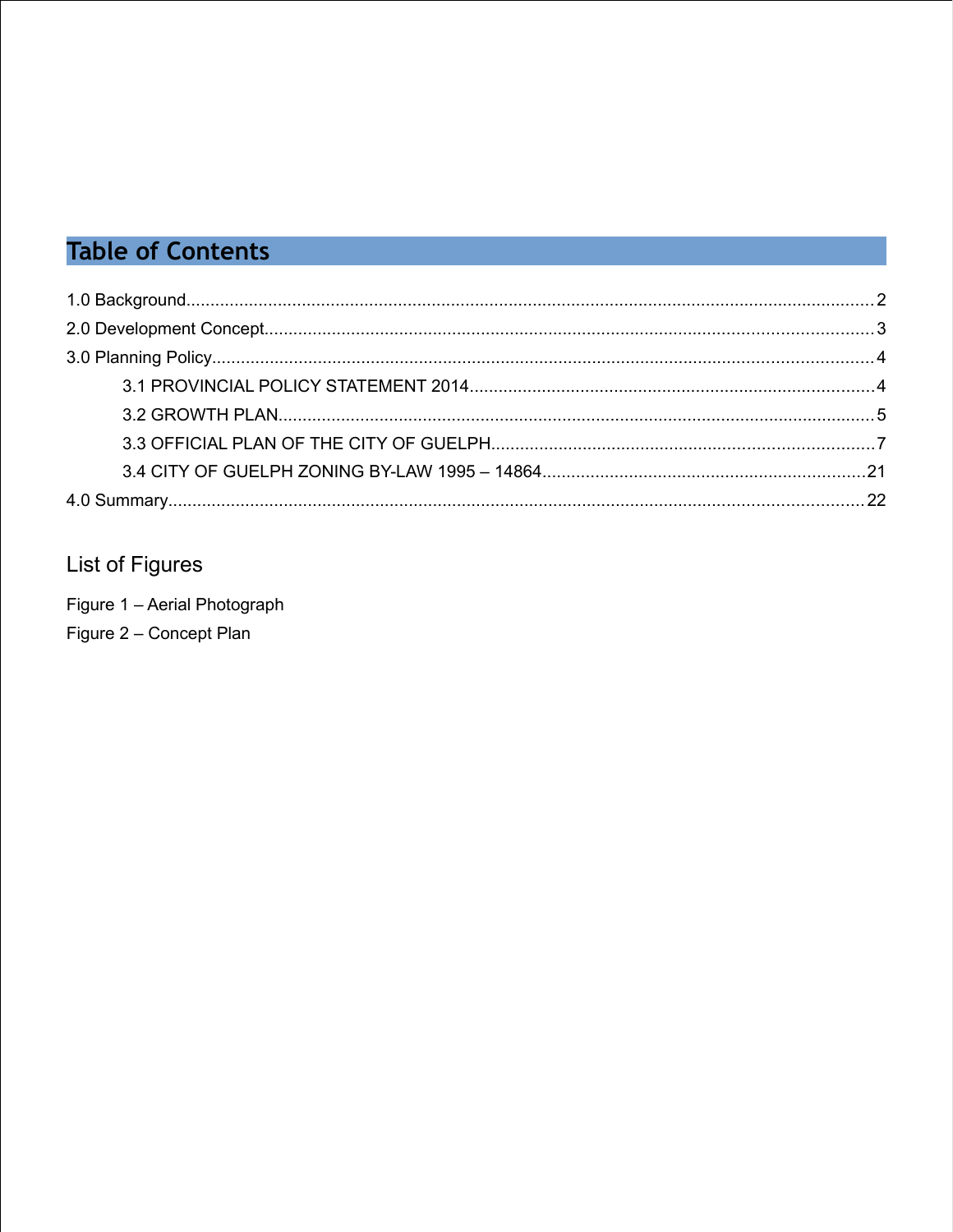# Table of Contents

1.0 Background.......................................................................................................................................2

2.0 Development Concept.......................................................................................................................3

3.0 Planning Policy..................................................................................................................................4

- 3.1 PROVINCIAL POLICY STATEMENT 2014.........................................................................................4
- 3.2 GROWTH PLAN.................................................................................................................................5
- 3.3 OFFICIAL PLAN OF THE CITY OF GUELPH......................................................................................7
- 3.4 CITY OF GUELPH ZONING BY-LAW 1995 – 14864.........................................................................21

4.0 Summary...........................................................................................................................................22

## List of Figures

Figure 1 – Aerial Photograph

Figure 2 – Concept Plan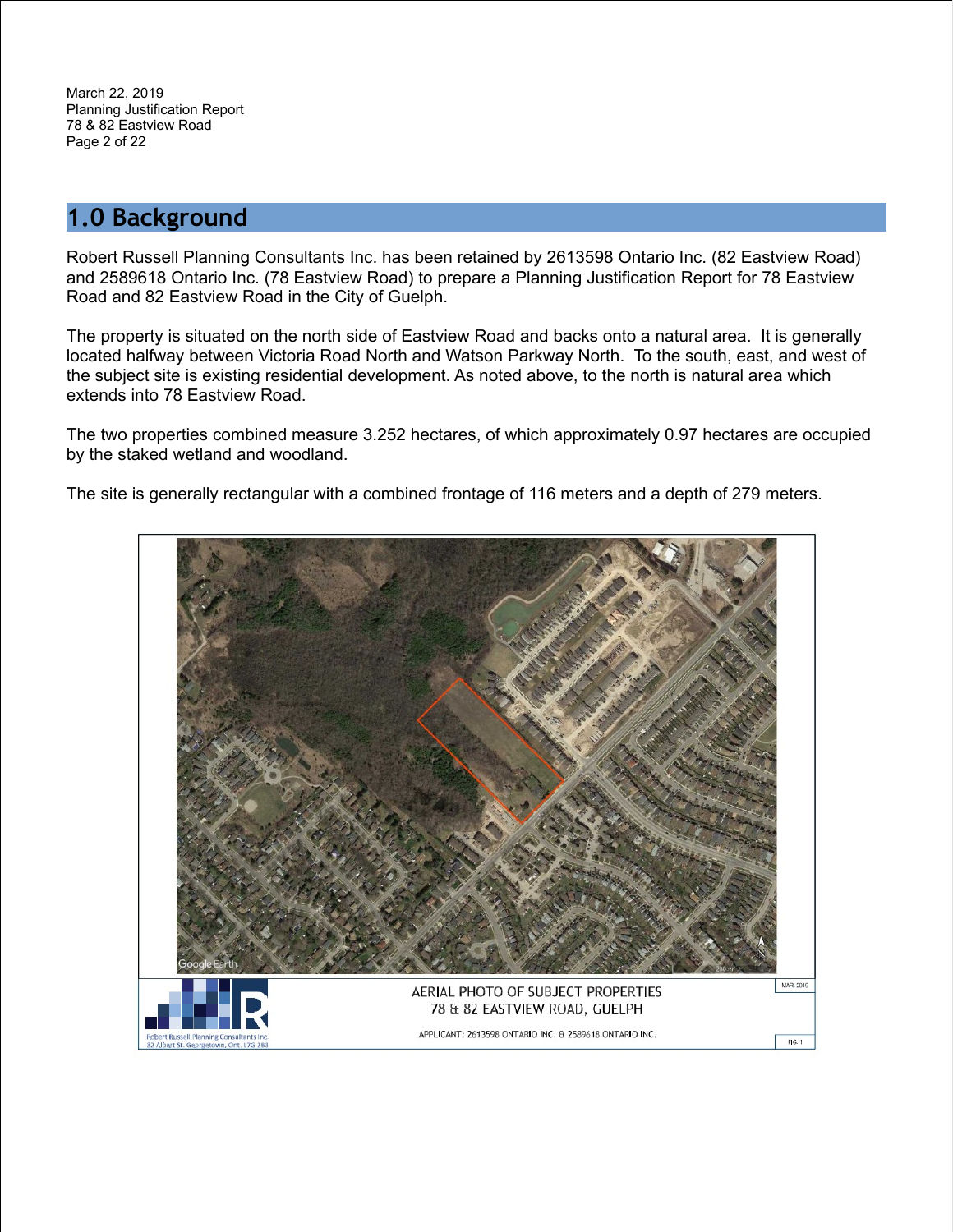## 1.0 Background

Robert Russell Planning Consultants Inc. has been retained by 2613598 Ontario Inc. (82 Eastview Road) and 2589618 Ontario Inc. (78 Eastview Road) to prepare a Planning Justification Report for 78 Eastview Road and 82 Eastview Road in the City of Guelph.

The property is situated on the north side of Eastview Road and backs onto a natural area. It is generally located halfway between Victoria Road North and Watson Parkway North. To the south, east, and west of the subject site is existing residential development. As noted above, to the north is natural area which extends into 78 Eastview Road.

The two properties combined measure 3.252 hectares, of which approximately 0.97 hectares are occupied by the staked wetland and woodland.

The site is generally rectangular with a combined frontage of 116 meters and a depth of 279 meters.

AERIAL PHOTO OF SUBJECT PROPERTIES
78 & 82 EASTVIEW ROAD, GUELPH

APPLICANT: 2613598 ONTARIO INC. & 2589618 ONTARIO INC.

MAR. 2019

FIG. 1

Robert Russell Planning Consultants Inc.
32 Albert St. Georgetown, Ont. L7G 2B3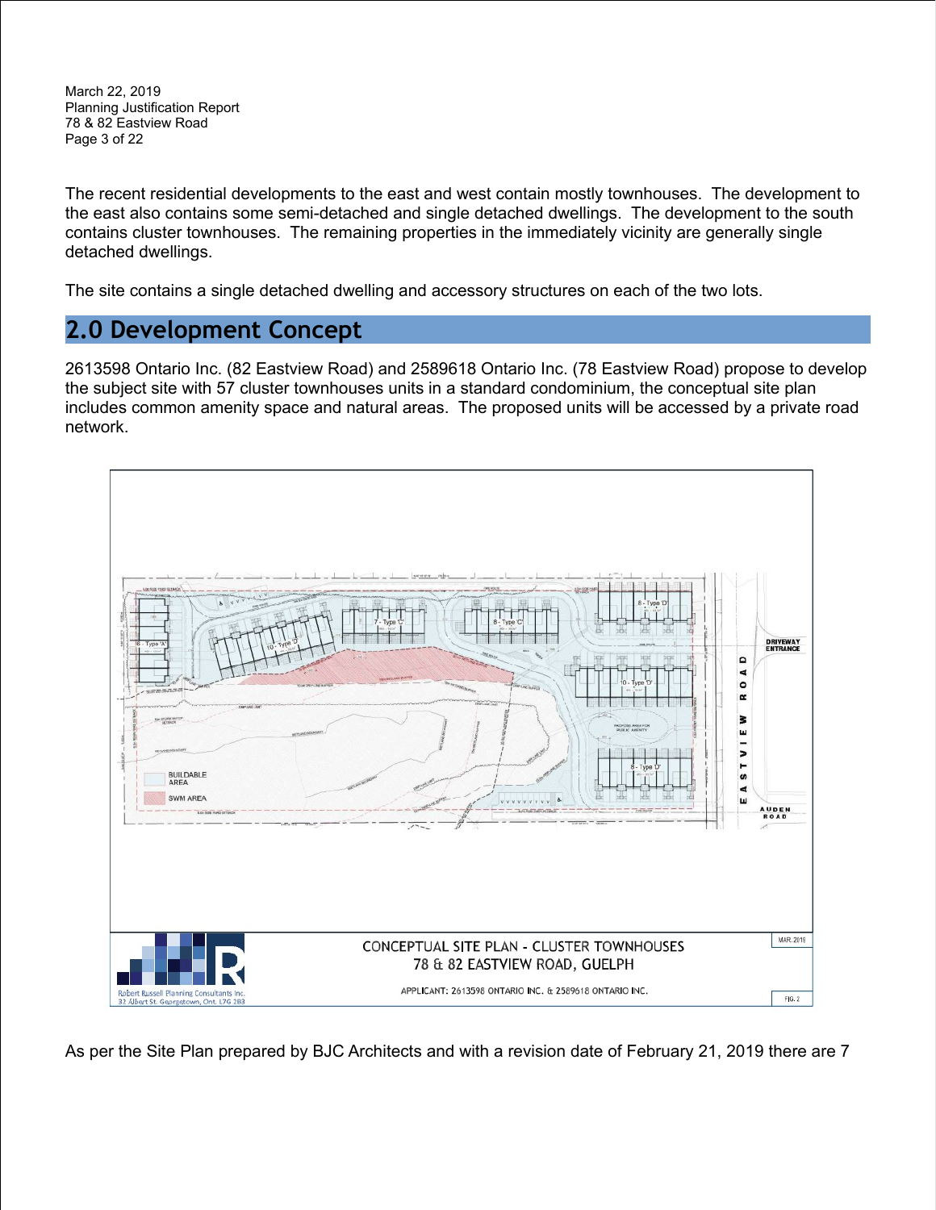The recent residential developments to the east and west contain mostly townhouses. The development to the east also contains some semi-detached and single detached dwellings. The development to the south contains cluster townhouses. The remaining properties in the immediately vicinity are generally single detached dwellings.

The site contains a single detached dwelling and accessory structures on each of the two lots.

## 2.0 Development Concept

2613598 Ontario Inc. (82 Eastview Road) and 2589618 Ontario Inc. (78 Eastview Road) propose to develop the subject site with 57 cluster townhouses units in a standard condominium, the conceptual site plan includes common amenity space and natural areas. The proposed units will be accessed by a private road network.

CONCEPTUAL SITE PLAN - CLUSTER TOWNHOUSES
78 & 82 EASTVIEW ROAD, GUELPH
APPLICANT: 2613598 ONTARIO INC. & 2589618 ONTARIO INC.
MAR. 2019
FIG. 2
Robert Russell Planning Consultants Inc.
32 Albert St. Georgetown, Ont. L7G 2B3

As per the Site Plan prepared by BJC Architects and with a revision date of February 21, 2019 there are 7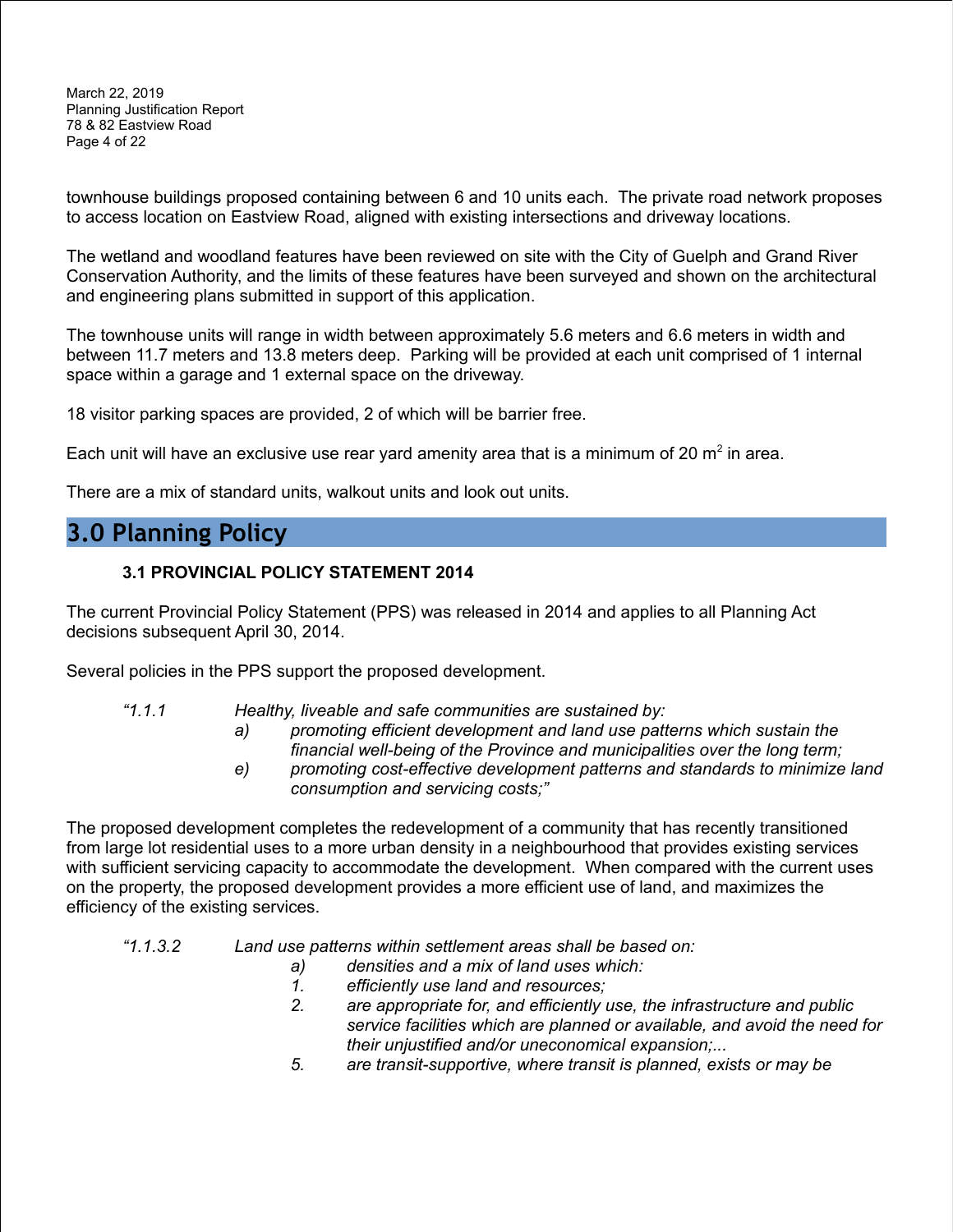townhouse buildings proposed containing between 6 and 10 units each. The private road network proposes to access location on Eastview Road, aligned with existing intersections and driveway locations.

The wetland and woodland features have been reviewed on site with the City of Guelph and Grand River Conservation Authority, and the limits of these features have been surveyed and shown on the architectural and engineering plans submitted in support of this application.

The townhouse units will range in width between approximately 5.6 meters and 6.6 meters in width and between 11.7 meters and 13.8 meters deep. Parking will be provided at each unit comprised of 1 internal space within a garage and 1 external space on the driveway.

18 visitor parking spaces are provided, 2 of which will be barrier free.

Each unit will have an exclusive use rear yard amenity area that is a minimum of 20 $m^2$ in area.

There are a mix of standard units, walkout units and look out units.

# 3.0 Planning Policy

### 3.1 PROVINCIAL POLICY STATEMENT 2014

The current Provincial Policy Statement (PPS) was released in 2014 and applies to all Planning Act decisions subsequent April 30, 2014.

Several policies in the PPS support the proposed development.

> *"1.1.1 Healthy, liveable and safe communities are sustained by:*
>
> *a) promoting efficient development and land use patterns which sustain the financial well-being of the Province and municipalities over the long term;*
>
> *e) promoting cost-effective development patterns and standards to minimize land consumption and servicing costs;"*

The proposed development completes the redevelopment of a community that has recently transitioned from large lot residential uses to a more urban density in a neighbourhood that provides existing services with sufficient servicing capacity to accommodate the development. When compared with the current uses on the property, the proposed development provides a more efficient use of land, and maximizes the efficiency of the existing services.

> *"1.1.3.2 Land use patterns within settlement areas shall be based on:*
>
> *a) densities and a mix of land uses which:*
>
> *1. efficiently use land and resources;*
>
> *2. are appropriate for, and efficiently use, the infrastructure and public service facilities which are planned or available, and avoid the need for their unjustified and/or uneconomical expansion;...*
>
> *5. are transit-supportive, where transit is planned, exists or may be*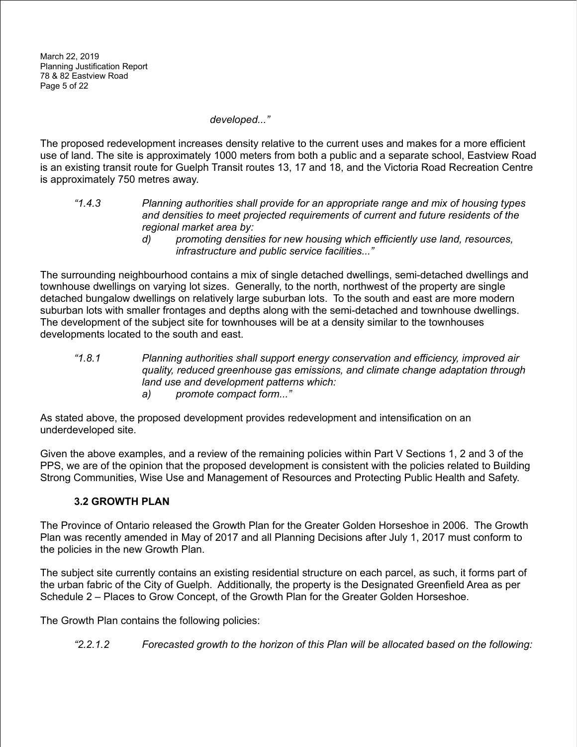*developed..."*

The proposed redevelopment increases density relative to the current uses and makes for a more efficient use of land. The site is approximately 1000 meters from both a public and a separate school, Eastview Road is an existing transit route for Guelph Transit routes 13, 17 and 18, and the Victoria Road Recreation Centre is approximately 750 metres away.

> *"1.4.3 Planning authorities shall provide for an appropriate range and mix of housing types and densities to meet projected requirements of current and future residents of the regional market area by:*
>
> *d) promoting densities for new housing which efficiently use land, resources, infrastructure and public service facilities..."*

The surrounding neighbourhood contains a mix of single detached dwellings, semi-detached dwellings and townhouse dwellings on varying lot sizes. Generally, to the north, northwest of the property are single detached bungalow dwellings on relatively large suburban lots. To the south and east are more modern suburban lots with smaller frontages and depths along with the semi-detached and townhouse dwellings. The development of the subject site for townhouses will be at a density similar to the townhouses developments located to the south and east.

> *"1.8.1 Planning authorities shall support energy conservation and efficiency, improved air quality, reduced greenhouse gas emissions, and climate change adaptation through land use and development patterns which:*
>
> *a) promote compact form..."*

As stated above, the proposed development provides redevelopment and intensification on an underdeveloped site.

Given the above examples, and a review of the remaining policies within Part V Sections 1, 2 and 3 of the PPS, we are of the opinion that the proposed development is consistent with the policies related to Building Strong Communities, Wise Use and Management of Resources and Protecting Public Health and Safety.

### 3.2 GROWTH PLAN

The Province of Ontario released the Growth Plan for the Greater Golden Horseshoe in 2006. The Growth Plan was recently amended in May of 2017 and all Planning Decisions after July 1, 2017 must conform to the policies in the new Growth Plan.

The subject site currently contains an existing residential structure on each parcel, as such, it forms part of the urban fabric of the City of Guelph. Additionally, the property is the Designated Greenfield Area as per Schedule 2 – Places to Grow Concept, of the Growth Plan for the Greater Golden Horseshoe.

The Growth Plan contains the following policies:

> *"2.2.1.2 Forecasted growth to the horizon of this Plan will be allocated based on the following:*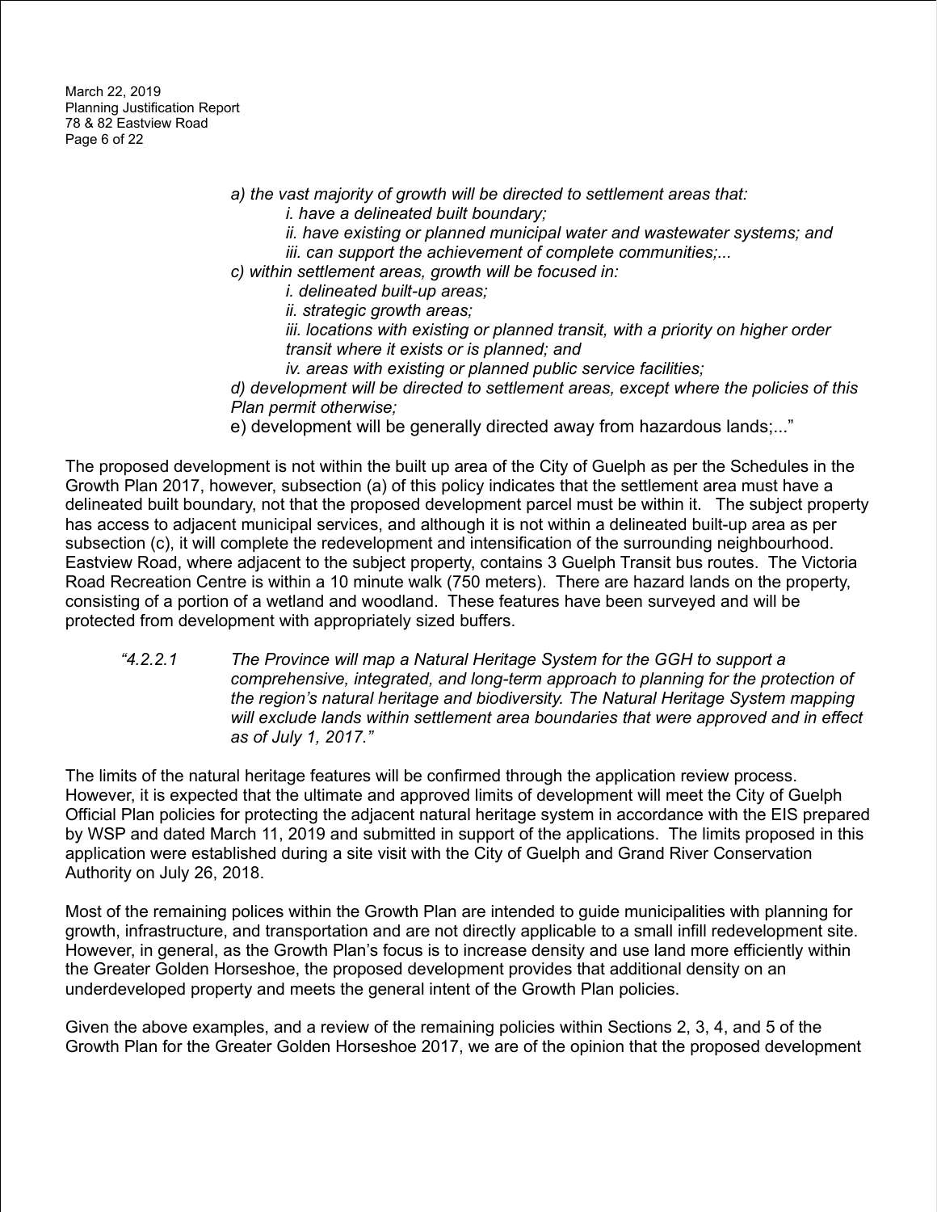*a) the vast majority of growth will be directed to settlement areas that:*

*i. have a delineated built boundary;*

*ii. have existing or planned municipal water and wastewater systems; and*

*iii. can support the achievement of complete communities;...*

*c) within settlement areas, growth will be focused in:*

*i. delineated built-up areas;*

*ii. strategic growth areas;*

*iii. locations with existing or planned transit, with a priority on higher order transit where it exists or is planned; and*

*iv. areas with existing or planned public service facilities;*

*d) development will be directed to settlement areas, except where the policies of this Plan permit otherwise;*

e) development will be generally directed away from hazardous lands;..."

The proposed development is not within the built up area of the City of Guelph as per the Schedules in the Growth Plan 2017, however, subsection (a) of this policy indicates that the settlement area must have a delineated built boundary, not that the proposed development parcel must be within it. The subject property has access to adjacent municipal services, and although it is not within a delineated built-up area as per subsection (c), it will complete the redevelopment and intensification of the surrounding neighbourhood. Eastview Road, where adjacent to the subject property, contains 3 Guelph Transit bus routes. The Victoria Road Recreation Centre is within a 10 minute walk (750 meters). There are hazard lands on the property, consisting of a portion of a wetland and woodland. These features have been surveyed and will be protected from development with appropriately sized buffers.

*"4.2.2.1 The Province will map a Natural Heritage System for the GGH to support a comprehensive, integrated, and long-term approach to planning for the protection of the region's natural heritage and biodiversity. The Natural Heritage System mapping will exclude lands within settlement area boundaries that were approved and in effect as of July 1, 2017."*

The limits of the natural heritage features will be confirmed through the application review process. However, it is expected that the ultimate and approved limits of development will meet the City of Guelph Official Plan policies for protecting the adjacent natural heritage system in accordance with the EIS prepared by WSP and dated March 11, 2019 and submitted in support of the applications. The limits proposed in this application were established during a site visit with the City of Guelph and Grand River Conservation Authority on July 26, 2018.

Most of the remaining polices within the Growth Plan are intended to guide municipalities with planning for growth, infrastructure, and transportation and are not directly applicable to a small infill redevelopment site. However, in general, as the Growth Plan's focus is to increase density and use land more efficiently within the Greater Golden Horseshoe, the proposed development provides that additional density on an underdeveloped property and meets the general intent of the Growth Plan policies.

Given the above examples, and a review of the remaining policies within Sections 2, 3, 4, and 5 of the Growth Plan for the Greater Golden Horseshoe 2017, we are of the opinion that the proposed development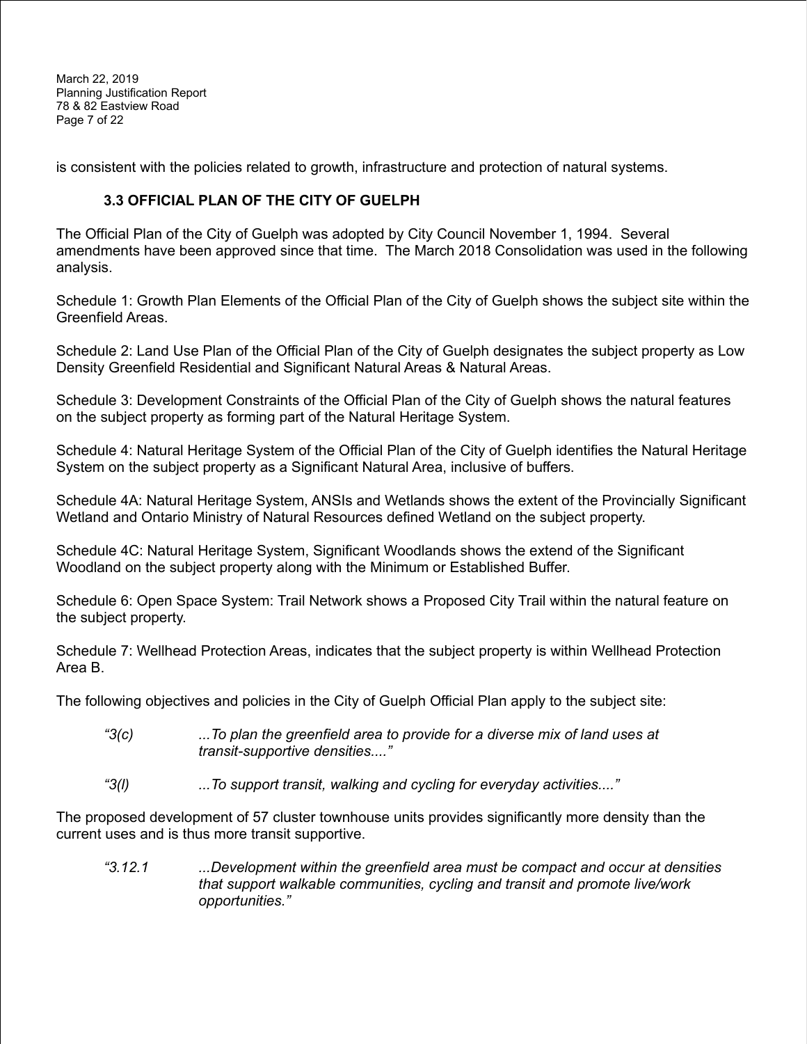is consistent with the policies related to growth, infrastructure and protection of natural systems.

### 3.3 OFFICIAL PLAN OF THE CITY OF GUELPH

The Official Plan of the City of Guelph was adopted by City Council November 1, 1994. Several amendments have been approved since that time. The March 2018 Consolidation was used in the following analysis.

Schedule 1: Growth Plan Elements of the Official Plan of the City of Guelph shows the subject site within the Greenfield Areas.

Schedule 2: Land Use Plan of the Official Plan of the City of Guelph designates the subject property as Low Density Greenfield Residential and Significant Natural Areas & Natural Areas.

Schedule 3: Development Constraints of the Official Plan of the City of Guelph shows the natural features on the subject property as forming part of the Natural Heritage System.

Schedule 4: Natural Heritage System of the Official Plan of the City of Guelph identifies the Natural Heritage System on the subject property as a Significant Natural Area, inclusive of buffers.

Schedule 4A: Natural Heritage System, ANSIs and Wetlands shows the extent of the Provincially Significant Wetland and Ontario Ministry of Natural Resources defined Wetland on the subject property.

Schedule 4C: Natural Heritage System, Significant Woodlands shows the extend of the Significant Woodland on the subject property along with the Minimum or Established Buffer.

Schedule 6: Open Space System: Trail Network shows a Proposed City Trail within the natural feature on the subject property.

Schedule 7: Wellhead Protection Areas, indicates that the subject property is within Wellhead Protection Area B.

The following objectives and policies in the City of Guelph Official Plan apply to the subject site:

> *"3(c)* *...To plan the greenfield area to provide for a diverse mix of land uses at transit-supportive densities...."*
>
> *"3(l)* *...To support transit, walking and cycling for everyday activities...."*

The proposed development of 57 cluster townhouse units provides significantly more density than the current uses and is thus more transit supportive.

> *"3.12.1* *...Development within the greenfield area must be compact and occur at densities that support walkable communities, cycling and transit and promote live/work opportunities."*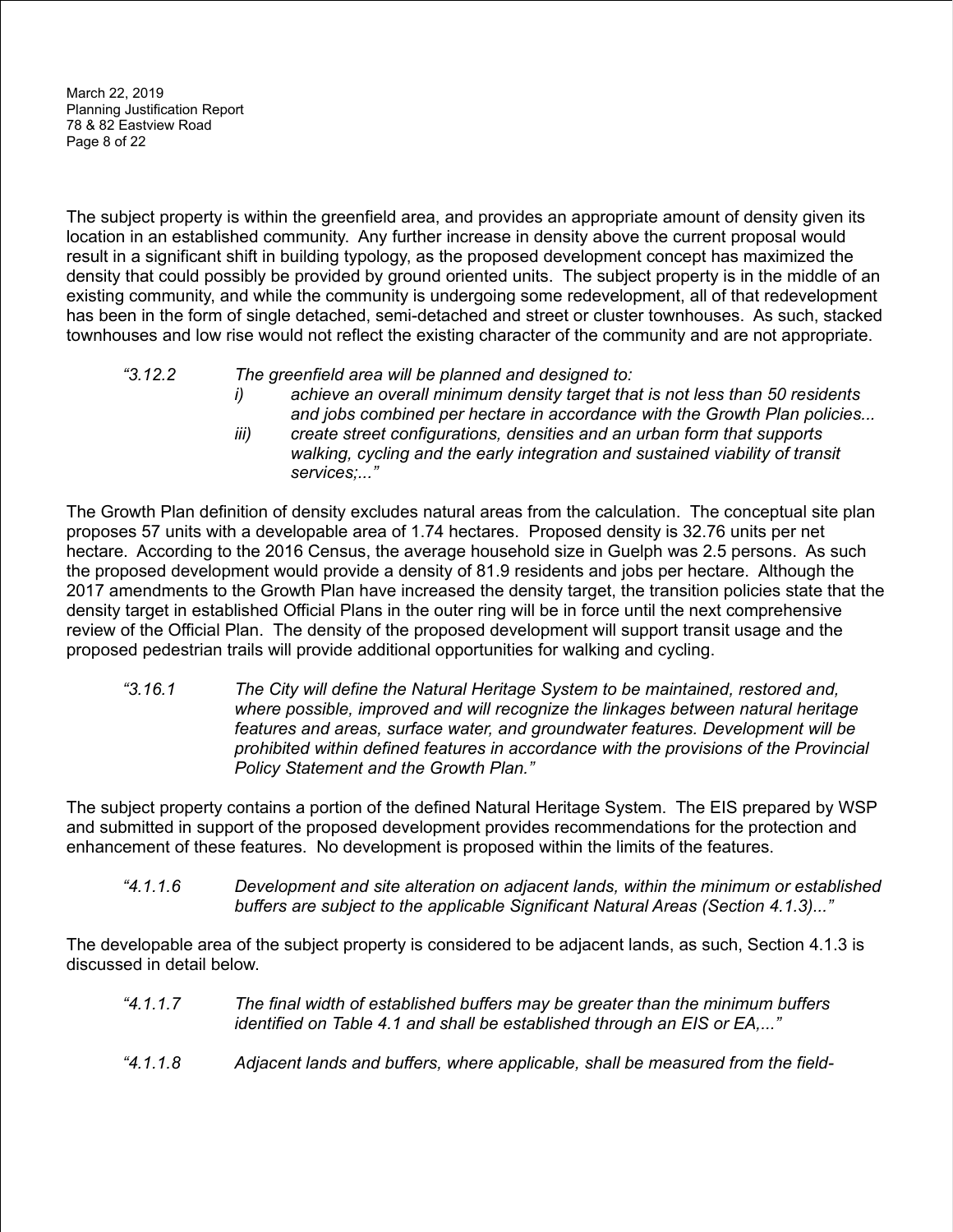The subject property is within the greenfield area, and provides an appropriate amount of density given its location in an established community. Any further increase in density above the current proposal would result in a significant shift in building typology, as the proposed development concept has maximized the density that could possibly be provided by ground oriented units. The subject property is in the middle of an existing community, and while the community is undergoing some redevelopment, all of that redevelopment has been in the form of single detached, semi-detached and street or cluster townhouses. As such, stacked townhouses and low rise would not reflect the existing character of the community and are not appropriate.

> *"3.12.2 The greenfield area will be planned and designed to:*
>
> *i) achieve an overall minimum density target that is not less than 50 residents and jobs combined per hectare in accordance with the Growth Plan policies...*
>
> *iii) create street configurations, densities and an urban form that supports walking, cycling and the early integration and sustained viability of transit services;..."*

The Growth Plan definition of density excludes natural areas from the calculation. The conceptual site plan proposes 57 units with a developable area of 1.74 hectares. Proposed density is 32.76 units per net hectare. According to the 2016 Census, the average household size in Guelph was 2.5 persons. As such the proposed development would provide a density of 81.9 residents and jobs per hectare. Although the 2017 amendments to the Growth Plan have increased the density target, the transition policies state that the density target in established Official Plans in the outer ring will be in force until the next comprehensive review of the Official Plan. The density of the proposed development will support transit usage and the proposed pedestrian trails will provide additional opportunities for walking and cycling.

> *"3.16.1 The City will define the Natural Heritage System to be maintained, restored and, where possible, improved and will recognize the linkages between natural heritage features and areas, surface water, and groundwater features. Development will be prohibited within defined features in accordance with the provisions of the Provincial Policy Statement and the Growth Plan."*

The subject property contains a portion of the defined Natural Heritage System. The EIS prepared by WSP and submitted in support of the proposed development provides recommendations for the protection and enhancement of these features. No development is proposed within the limits of the features.

> *"4.1.1.6 Development and site alteration on adjacent lands, within the minimum or established buffers are subject to the applicable Significant Natural Areas (Section 4.1.3)..."*

The developable area of the subject property is considered to be adjacent lands, as such, Section 4.1.3 is discussed in detail below.

> *"4.1.1.7 The final width of established buffers may be greater than the minimum buffers identified on Table 4.1 and shall be established through an EIS or EA,..."*

> *"4.1.1.8 Adjacent lands and buffers, where applicable, shall be measured from the field-*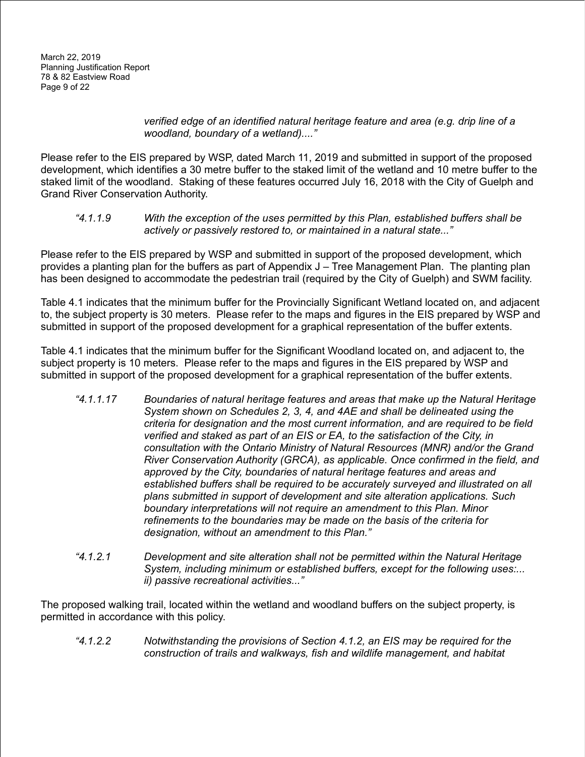> *verified edge of an identified natural heritage feature and area (e.g. drip line of a woodland, boundary of a wetland)...."*

Please refer to the EIS prepared by WSP, dated March 11, 2019 and submitted in support of the proposed development, which identifies a 30 metre buffer to the staked limit of the wetland and 10 metre buffer to the staked limit of the woodland. Staking of these features occurred July 16, 2018 with the City of Guelph and Grand River Conservation Authority.

> *"4.1.1.9 With the exception of the uses permitted by this Plan, established buffers shall be actively or passively restored to, or maintained in a natural state..."*

Please refer to the EIS prepared by WSP and submitted in support of the proposed development, which provides a planting plan for the buffers as part of Appendix J – Tree Management Plan. The planting plan has been designed to accommodate the pedestrian trail (required by the City of Guelph) and SWM facility.

Table 4.1 indicates that the minimum buffer for the Provincially Significant Wetland located on, and adjacent to, the subject property is 30 meters. Please refer to the maps and figures in the EIS prepared by WSP and submitted in support of the proposed development for a graphical representation of the buffer extents.

Table 4.1 indicates that the minimum buffer for the Significant Woodland located on, and adjacent to, the subject property is 10 meters. Please refer to the maps and figures in the EIS prepared by WSP and submitted in support of the proposed development for a graphical representation of the buffer extents.

> *"4.1.1.17 Boundaries of natural heritage features and areas that make up the Natural Heritage System shown on Schedules 2, 3, 4, and 4AE and shall be delineated using the criteria for designation and the most current information, and are required to be field verified and staked as part of an EIS or EA, to the satisfaction of the City, in consultation with the Ontario Ministry of Natural Resources (MNR) and/or the Grand River Conservation Authority (GRCA), as applicable. Once confirmed in the field, and approved by the City, boundaries of natural heritage features and areas and established buffers shall be required to be accurately surveyed and illustrated on all plans submitted in support of development and site alteration applications. Such boundary interpretations will not require an amendment to this Plan. Minor refinements to the boundaries may be made on the basis of the criteria for designation, without an amendment to this Plan."*

> *"4.1.2.1 Development and site alteration shall not be permitted within the Natural Heritage System, including minimum or established buffers, except for the following uses:... ii) passive recreational activities..."*

The proposed walking trail, located within the wetland and woodland buffers on the subject property, is permitted in accordance with this policy.

> *"4.1.2.2 Notwithstanding the provisions of Section 4.1.2, an EIS may be required for the construction of trails and walkways, fish and wildlife management, and habitat*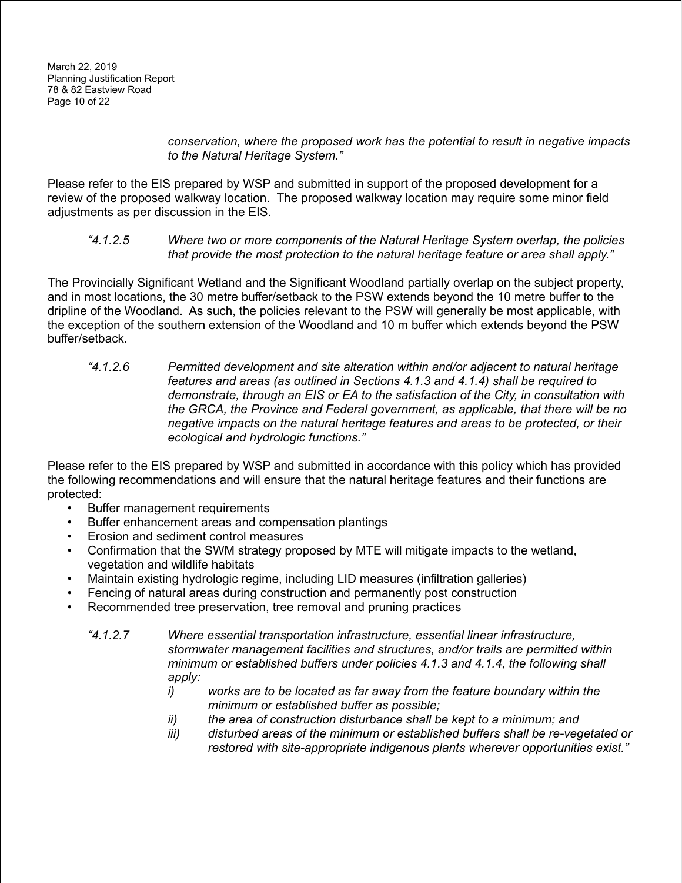*conservation, where the proposed work has the potential to result in negative impacts to the Natural Heritage System."*

Please refer to the EIS prepared by WSP and submitted in support of the proposed development for a review of the proposed walkway location. The proposed walkway location may require some minor field adjustments as per discussion in the EIS.

*"4.1.2.5 Where two or more components of the Natural Heritage System overlap, the policies that provide the most protection to the natural heritage feature or area shall apply."*

The Provincially Significant Wetland and the Significant Woodland partially overlap on the subject property, and in most locations, the 30 metre buffer/setback to the PSW extends beyond the 10 metre buffer to the dripline of the Woodland. As such, the policies relevant to the PSW will generally be most applicable, with the exception of the southern extension of the Woodland and 10 m buffer which extends beyond the PSW buffer/setback.

*"4.1.2.6 Permitted development and site alteration within and/or adjacent to natural heritage features and areas (as outlined in Sections 4.1.3 and 4.1.4) shall be required to demonstrate, through an EIS or EA to the satisfaction of the City, in consultation with the GRCA, the Province and Federal government, as applicable, that there will be no negative impacts on the natural heritage features and areas to be protected, or their ecological and hydrologic functions."*

Please refer to the EIS prepared by WSP and submitted in accordance with this policy which has provided the following recommendations and will ensure that the natural heritage features and their functions are protected:

- Buffer management requirements
- Buffer enhancement areas and compensation plantings
- Erosion and sediment control measures
- Confirmation that the SWM strategy proposed by MTE will mitigate impacts to the wetland, vegetation and wildlife habitats
- Maintain existing hydrologic regime, including LID measures (infiltration galleries)
- Fencing of natural areas during construction and permanently post construction
- Recommended tree preservation, tree removal and pruning practices

*"4.1.2.7 Where essential transportation infrastructure, essential linear infrastructure, stormwater management facilities and structures, and/or trails are permitted within minimum or established buffers under policies 4.1.3 and 4.1.4, the following shall apply:*

*i) works are to be located as far away from the feature boundary within the minimum or established buffer as possible;*

*ii) the area of construction disturbance shall be kept to a minimum; and*

*iii) disturbed areas of the minimum or established buffers shall be re-vegetated or restored with site-appropriate indigenous plants wherever opportunities exist."*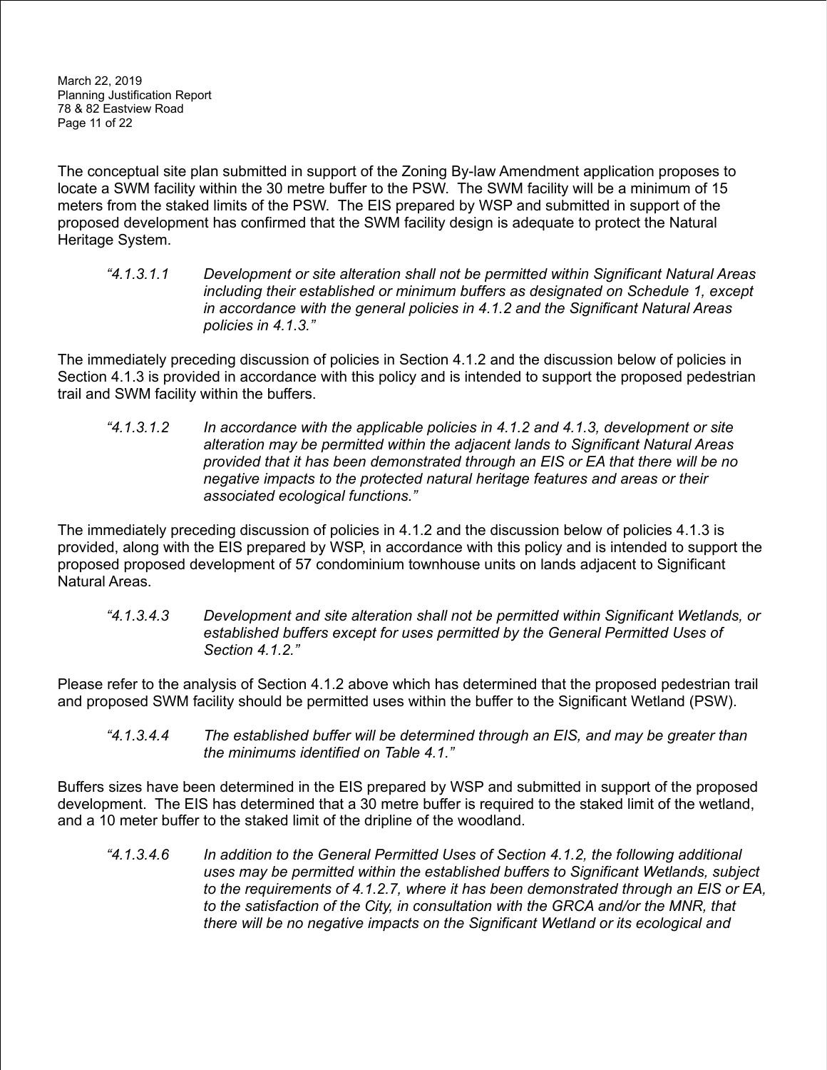The conceptual site plan submitted in support of the Zoning By-law Amendment application proposes to locate a SWM facility within the 30 metre buffer to the PSW. The SWM facility will be a minimum of 15 meters from the staked limits of the PSW. The EIS prepared by WSP and submitted in support of the proposed development has confirmed that the SWM facility design is adequate to protect the Natural Heritage System.

> *"4.1.3.1.1 Development or site alteration shall not be permitted within Significant Natural Areas including their established or minimum buffers as designated on Schedule 1, except in accordance with the general policies in 4.1.2 and the Significant Natural Areas policies in 4.1.3."*

The immediately preceding discussion of policies in Section 4.1.2 and the discussion below of policies in Section 4.1.3 is provided in accordance with this policy and is intended to support the proposed pedestrian trail and SWM facility within the buffers.

> *"4.1.3.1.2 In accordance with the applicable policies in 4.1.2 and 4.1.3, development or site alteration may be permitted within the adjacent lands to Significant Natural Areas provided that it has been demonstrated through an EIS or EA that there will be no negative impacts to the protected natural heritage features and areas or their associated ecological functions."*

The immediately preceding discussion of policies in 4.1.2 and the discussion below of policies 4.1.3 is provided, along with the EIS prepared by WSP, in accordance with this policy and is intended to support the proposed proposed development of 57 condominium townhouse units on lands adjacent to Significant Natural Areas.

> *"4.1.3.4.3 Development and site alteration shall not be permitted within Significant Wetlands, or established buffers except for uses permitted by the General Permitted Uses of Section 4.1.2."*

Please refer to the analysis of Section 4.1.2 above which has determined that the proposed pedestrian trail and proposed SWM facility should be permitted uses within the buffer to the Significant Wetland (PSW).

> *"4.1.3.4.4 The established buffer will be determined through an EIS, and may be greater than the minimums identified on Table 4.1."*

Buffers sizes have been determined in the EIS prepared by WSP and submitted in support of the proposed development. The EIS has determined that a 30 metre buffer is required to the staked limit of the wetland, and a 10 meter buffer to the staked limit of the dripline of the woodland.

> *"4.1.3.4.6 In addition to the General Permitted Uses of Section 4.1.2, the following additional uses may be permitted within the established buffers to Significant Wetlands, subject to the requirements of 4.1.2.7, where it has been demonstrated through an EIS or EA, to the satisfaction of the City, in consultation with the GRCA and/or the MNR, that there will be no negative impacts on the Significant Wetland or its ecological and*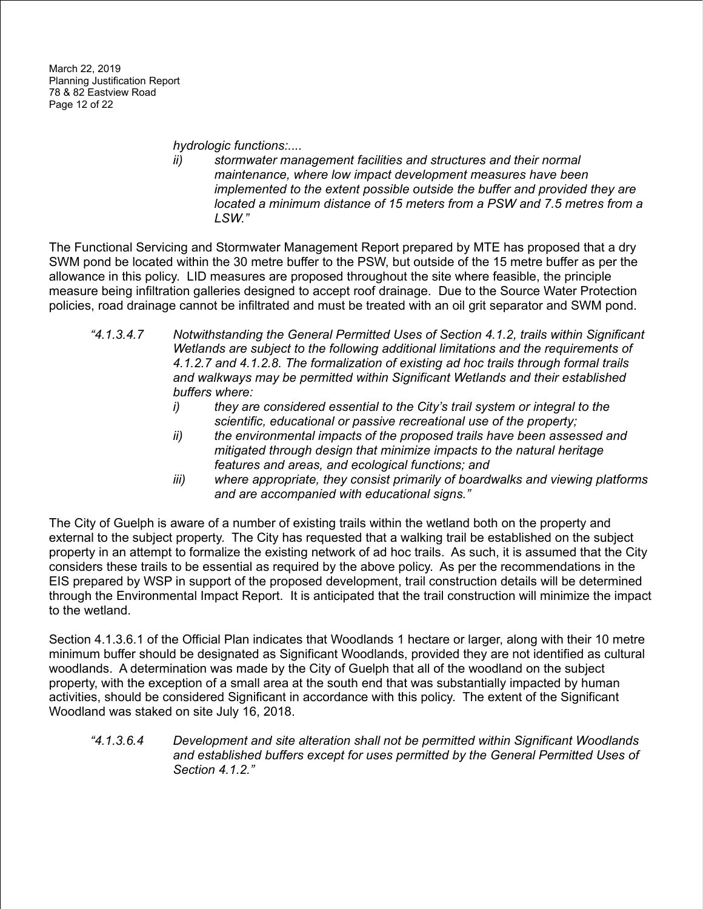*hydrologic functions:....*

> *ii) stormwater management facilities and structures and their normal maintenance, where low impact development measures have been implemented to the extent possible outside the buffer and provided they are located a minimum distance of 15 meters from a PSW and 7.5 metres from a LSW."*

The Functional Servicing and Stormwater Management Report prepared by MTE has proposed that a dry SWM pond be located within the 30 metre buffer to the PSW, but outside of the 15 metre buffer as per the allowance in this policy. LID measures are proposed throughout the site where feasible, the principle measure being infiltration galleries designed to accept roof drainage. Due to the Source Water Protection policies, road drainage cannot be infiltrated and must be treated with an oil grit separator and SWM pond.

> *"4.1.3.4.7 Notwithstanding the General Permitted Uses of Section 4.1.2, trails within Significant Wetlands are subject to the following additional limitations and the requirements of 4.1.2.7 and 4.1.2.8. The formalization of existing ad hoc trails through formal trails and walkways may be permitted within Significant Wetlands and their established buffers where:*
>
> *i) they are considered essential to the City's trail system or integral to the scientific, educational or passive recreational use of the property;*
>
> *ii) the environmental impacts of the proposed trails have been assessed and mitigated through design that minimize impacts to the natural heritage features and areas, and ecological functions; and*
>
> *iii) where appropriate, they consist primarily of boardwalks and viewing platforms and are accompanied with educational signs."*

The City of Guelph is aware of a number of existing trails within the wetland both on the property and external to the subject property. The City has requested that a walking trail be established on the subject property in an attempt to formalize the existing network of ad hoc trails. As such, it is assumed that the City considers these trails to be essential as required by the above policy. As per the recommendations in the EIS prepared by WSP in support of the proposed development, trail construction details will be determined through the Environmental Impact Report. It is anticipated that the trail construction will minimize the impact to the wetland.

Section 4.1.3.6.1 of the Official Plan indicates that Woodlands 1 hectare or larger, along with their 10 metre minimum buffer should be designated as Significant Woodlands, provided they are not identified as cultural woodlands. A determination was made by the City of Guelph that all of the woodland on the subject property, with the exception of a small area at the south end that was substantially impacted by human activities, should be considered Significant in accordance with this policy. The extent of the Significant Woodland was staked on site July 16, 2018.

> *"4.1.3.6.4 Development and site alteration shall not be permitted within Significant Woodlands and established buffers except for uses permitted by the General Permitted Uses of Section 4.1.2."*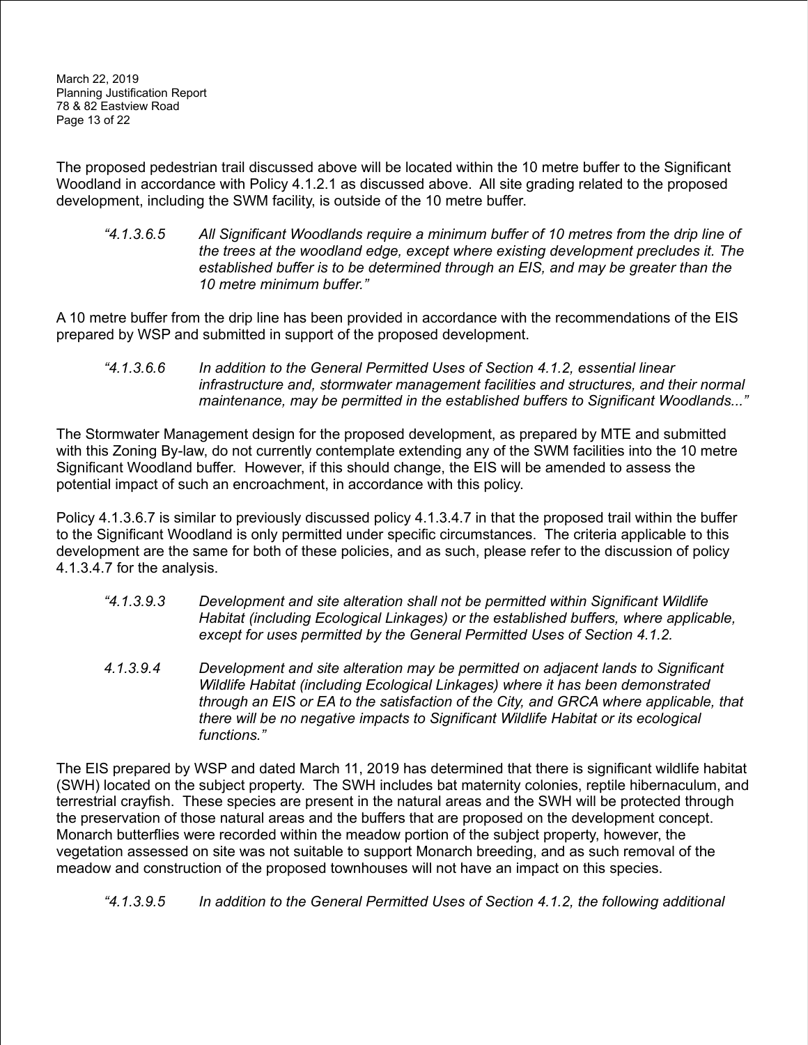The proposed pedestrian trail discussed above will be located within the 10 metre buffer to the Significant Woodland in accordance with Policy 4.1.2.1 as discussed above. All site grading related to the proposed development, including the SWM facility, is outside of the 10 metre buffer.

> *"4.1.3.6.5 All Significant Woodlands require a minimum buffer of 10 metres from the drip line of the trees at the woodland edge, except where existing development precludes it. The established buffer is to be determined through an EIS, and may be greater than the 10 metre minimum buffer."*

A 10 metre buffer from the drip line has been provided in accordance with the recommendations of the EIS prepared by WSP and submitted in support of the proposed development.

> *"4.1.3.6.6 In addition to the General Permitted Uses of Section 4.1.2, essential linear infrastructure and, stormwater management facilities and structures, and their normal maintenance, may be permitted in the established buffers to Significant Woodlands..."*

The Stormwater Management design for the proposed development, as prepared by MTE and submitted with this Zoning By-law, do not currently contemplate extending any of the SWM facilities into the 10 metre Significant Woodland buffer. However, if this should change, the EIS will be amended to assess the potential impact of such an encroachment, in accordance with this policy.

Policy 4.1.3.6.7 is similar to previously discussed policy 4.1.3.4.7 in that the proposed trail within the buffer to the Significant Woodland is only permitted under specific circumstances. The criteria applicable to this development are the same for both of these policies, and as such, please refer to the discussion of policy 4.1.3.4.7 for the analysis.

> *"4.1.3.9.3 Development and site alteration shall not be permitted within Significant Wildlife Habitat (including Ecological Linkages) or the established buffers, where applicable, except for uses permitted by the General Permitted Uses of Section 4.1.2.*
>
> *4.1.3.9.4 Development and site alteration may be permitted on adjacent lands to Significant Wildlife Habitat (including Ecological Linkages) where it has been demonstrated through an EIS or EA to the satisfaction of the City, and GRCA where applicable, that there will be no negative impacts to Significant Wildlife Habitat or its ecological functions."*

The EIS prepared by WSP and dated March 11, 2019 has determined that there is significant wildlife habitat (SWH) located on the subject property. The SWH includes bat maternity colonies, reptile hibernaculum, and terrestrial crayfish. These species are present in the natural areas and the SWH will be protected through the preservation of those natural areas and the buffers that are proposed on the development concept. Monarch butterflies were recorded within the meadow portion of the subject property, however, the vegetation assessed on site was not suitable to support Monarch breeding, and as such removal of the meadow and construction of the proposed townhouses will not have an impact on this species.

> *"4.1.3.9.5 In addition to the General Permitted Uses of Section 4.1.2, the following additional*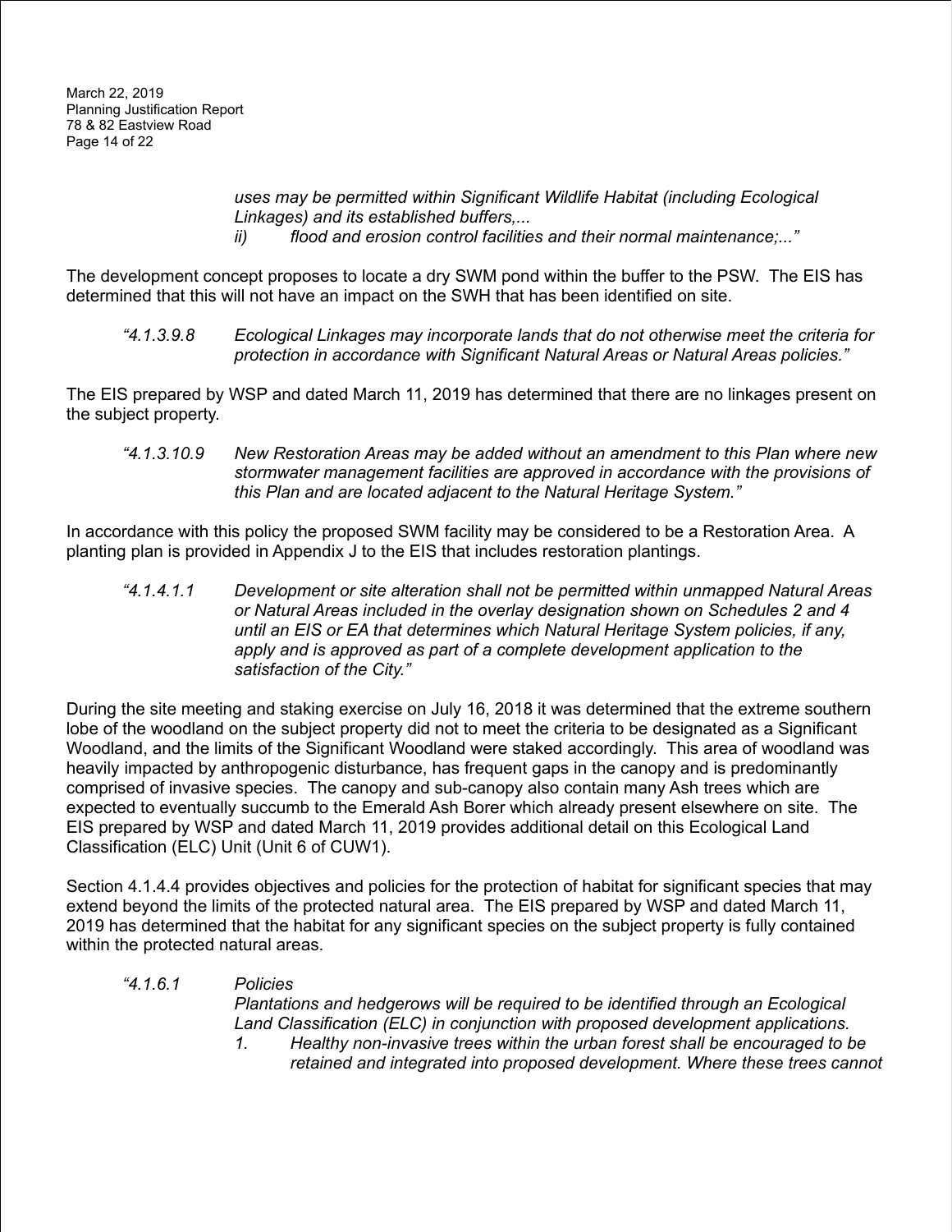*uses may be permitted within Significant Wildlife Habitat (including Ecological Linkages) and its established buffers,...*

*ii) flood and erosion control facilities and their normal maintenance;..."*

The development concept proposes to locate a dry SWM pond within the buffer to the PSW. The EIS has determined that this will not have an impact on the SWH that has been identified on site.

*"4.1.3.9.8 Ecological Linkages may incorporate lands that do not otherwise meet the criteria for protection in accordance with Significant Natural Areas or Natural Areas policies."*

The EIS prepared by WSP and dated March 11, 2019 has determined that there are no linkages present on the subject property.

*"4.1.3.10.9 New Restoration Areas may be added without an amendment to this Plan where new stormwater management facilities are approved in accordance with the provisions of this Plan and are located adjacent to the Natural Heritage System."*

In accordance with this policy the proposed SWM facility may be considered to be a Restoration Area. A planting plan is provided in Appendix J to the EIS that includes restoration plantings.

*"4.1.4.1.1 Development or site alteration shall not be permitted within unmapped Natural Areas or Natural Areas included in the overlay designation shown on Schedules 2 and 4 until an EIS or EA that determines which Natural Heritage System policies, if any, apply and is approved as part of a complete development application to the satisfaction of the City."*

During the site meeting and staking exercise on July 16, 2018 it was determined that the extreme southern lobe of the woodland on the subject property did not to meet the criteria to be designated as a Significant Woodland, and the limits of the Significant Woodland were staked accordingly. This area of woodland was heavily impacted by anthropogenic disturbance, has frequent gaps in the canopy and is predominantly comprised of invasive species. The canopy and sub-canopy also contain many Ash trees which are expected to eventually succumb to the Emerald Ash Borer which already present elsewhere on site. The EIS prepared by WSP and dated March 11, 2019 provides additional detail on this Ecological Land Classification (ELC) Unit (Unit 6 of CUW1).

Section 4.1.4.4 provides objectives and policies for the protection of habitat for significant species that may extend beyond the limits of the protected natural area. The EIS prepared by WSP and dated March 11, 2019 has determined that the habitat for any significant species on the subject property is fully contained within the protected natural areas.

*"4.1.6.1 Policies*

*Plantations and hedgerows will be required to be identified through an Ecological Land Classification (ELC) in conjunction with proposed development applications.*

*1. Healthy non-invasive trees within the urban forest shall be encouraged to be retained and integrated into proposed development. Where these trees cannot*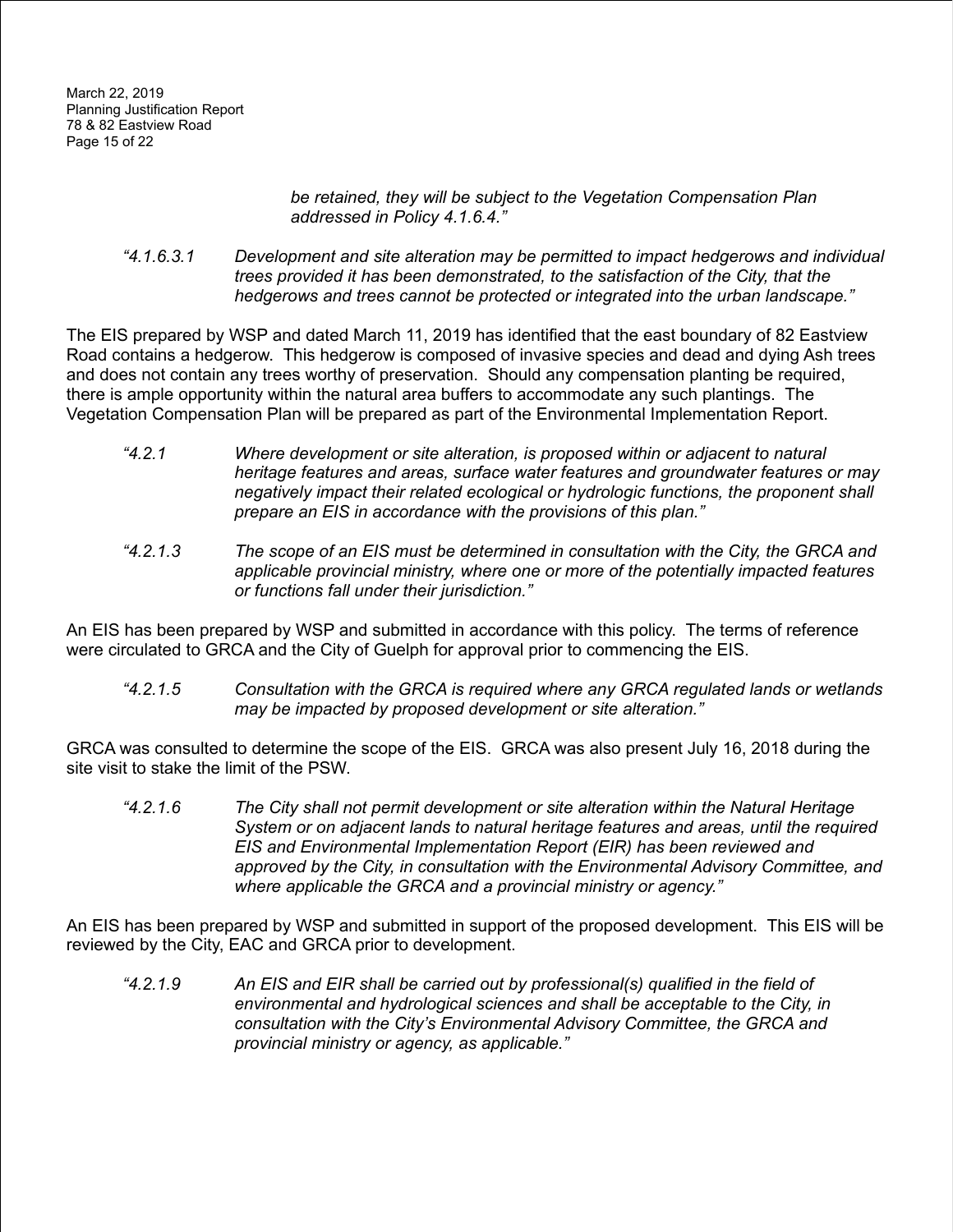*be retained, they will be subject to the Vegetation Compensation Plan addressed in Policy 4.1.6.4."*

*"4.1.6.3.1 Development and site alteration may be permitted to impact hedgerows and individual trees provided it has been demonstrated, to the satisfaction of the City, that the hedgerows and trees cannot be protected or integrated into the urban landscape."*

The EIS prepared by WSP and dated March 11, 2019 has identified that the east boundary of 82 Eastview Road contains a hedgerow. This hedgerow is composed of invasive species and dead and dying Ash trees and does not contain any trees worthy of preservation. Should any compensation planting be required, there is ample opportunity within the natural area buffers to accommodate any such plantings. The Vegetation Compensation Plan will be prepared as part of the Environmental Implementation Report.

*"4.2.1 Where development or site alteration, is proposed within or adjacent to natural heritage features and areas, surface water features and groundwater features or may negatively impact their related ecological or hydrologic functions, the proponent shall prepare an EIS in accordance with the provisions of this plan."*

*"4.2.1.3 The scope of an EIS must be determined in consultation with the City, the GRCA and applicable provincial ministry, where one or more of the potentially impacted features or functions fall under their jurisdiction."*

An EIS has been prepared by WSP and submitted in accordance with this policy. The terms of reference were circulated to GRCA and the City of Guelph for approval prior to commencing the EIS.

*"4.2.1.5 Consultation with the GRCA is required where any GRCA regulated lands or wetlands may be impacted by proposed development or site alteration."*

GRCA was consulted to determine the scope of the EIS. GRCA was also present July 16, 2018 during the site visit to stake the limit of the PSW.

*"4.2.1.6 The City shall not permit development or site alteration within the Natural Heritage System or on adjacent lands to natural heritage features and areas, until the required EIS and Environmental Implementation Report (EIR) has been reviewed and approved by the City, in consultation with the Environmental Advisory Committee, and where applicable the GRCA and a provincial ministry or agency."*

An EIS has been prepared by WSP and submitted in support of the proposed development. This EIS will be reviewed by the City, EAC and GRCA prior to development.

*"4.2.1.9 An EIS and EIR shall be carried out by professional(s) qualified in the field of environmental and hydrological sciences and shall be acceptable to the City, in consultation with the City's Environmental Advisory Committee, the GRCA and provincial ministry or agency, as applicable."*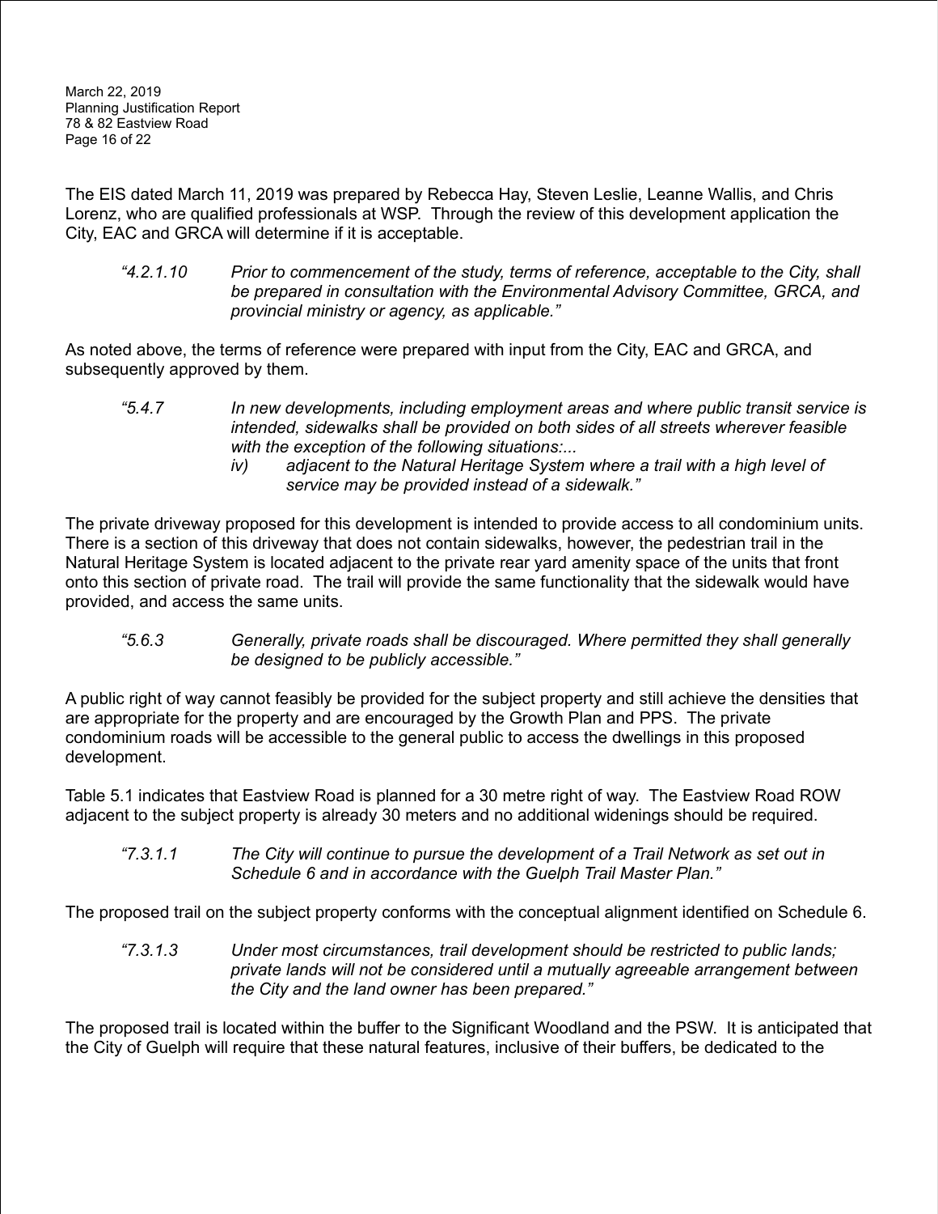The EIS dated March 11, 2019 was prepared by Rebecca Hay, Steven Leslie, Leanne Wallis, and Chris Lorenz, who are qualified professionals at WSP. Through the review of this development application the City, EAC and GRCA will determine if it is acceptable.

> *"4.2.1.10 Prior to commencement of the study, terms of reference, acceptable to the City, shall be prepared in consultation with the Environmental Advisory Committee, GRCA, and provincial ministry or agency, as applicable."*

As noted above, the terms of reference were prepared with input from the City, EAC and GRCA, and subsequently approved by them.

> *"5.4.7 In new developments, including employment areas and where public transit service is intended, sidewalks shall be provided on both sides of all streets wherever feasible with the exception of the following situations:...*
>
> *iv) adjacent to the Natural Heritage System where a trail with a high level of service may be provided instead of a sidewalk."*

The private driveway proposed for this development is intended to provide access to all condominium units. There is a section of this driveway that does not contain sidewalks, however, the pedestrian trail in the Natural Heritage System is located adjacent to the private rear yard amenity space of the units that front onto this section of private road. The trail will provide the same functionality that the sidewalk would have provided, and access the same units.

> *"5.6.3 Generally, private roads shall be discouraged. Where permitted they shall generally be designed to be publicly accessible."*

A public right of way cannot feasibly be provided for the subject property and still achieve the densities that are appropriate for the property and are encouraged by the Growth Plan and PPS. The private condominium roads will be accessible to the general public to access the dwellings in this proposed development.

Table 5.1 indicates that Eastview Road is planned for a 30 metre right of way. The Eastview Road ROW adjacent to the subject property is already 30 meters and no additional widenings should be required.

> *"7.3.1.1 The City will continue to pursue the development of a Trail Network as set out in Schedule 6 and in accordance with the Guelph Trail Master Plan."*

The proposed trail on the subject property conforms with the conceptual alignment identified on Schedule 6.

> *"7.3.1.3 Under most circumstances, trail development should be restricted to public lands; private lands will not be considered until a mutually agreeable arrangement between the City and the land owner has been prepared."*

The proposed trail is located within the buffer to the Significant Woodland and the PSW. It is anticipated that the City of Guelph will require that these natural features, inclusive of their buffers, be dedicated to the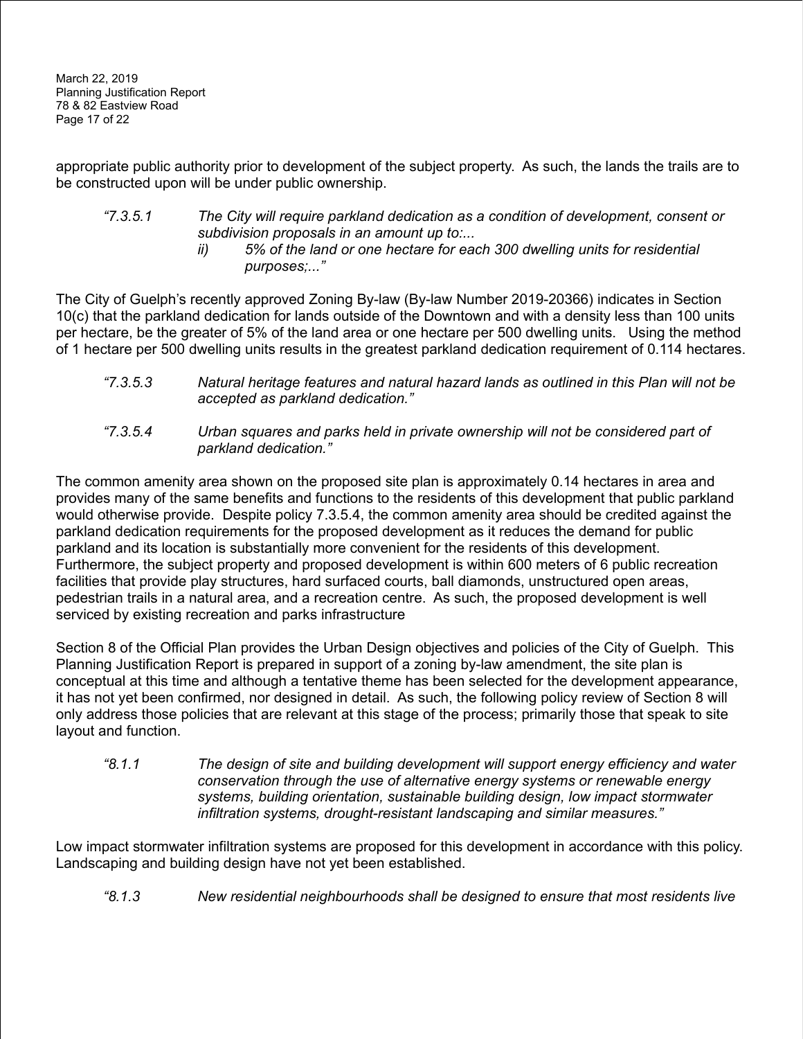appropriate public authority prior to development of the subject property. As such, the lands the trails are to be constructed upon will be under public ownership.

> *"7.3.5.1 The City will require parkland dedication as a condition of development, consent or subdivision proposals in an amount up to:...*
> *ii) 5% of the land or one hectare for each 300 dwelling units for residential purposes;..."*

The City of Guelph's recently approved Zoning By-law (By-law Number 2019-20366) indicates in Section 10(c) that the parkland dedication for lands outside of the Downtown and with a density less than 100 units per hectare, be the greater of 5% of the land area or one hectare per 500 dwelling units. Using the method of 1 hectare per 500 dwelling units results in the greatest parkland dedication requirement of 0.114 hectares.

> *"7.3.5.3 Natural heritage features and natural hazard lands as outlined in this Plan will not be accepted as parkland dedication."*

> *"7.3.5.4 Urban squares and parks held in private ownership will not be considered part of parkland dedication."*

The common amenity area shown on the proposed site plan is approximately 0.14 hectares in area and provides many of the same benefits and functions to the residents of this development that public parkland would otherwise provide. Despite policy 7.3.5.4, the common amenity area should be credited against the parkland dedication requirements for the proposed development as it reduces the demand for public parkland and its location is substantially more convenient for the residents of this development. Furthermore, the subject property and proposed development is within 600 meters of 6 public recreation facilities that provide play structures, hard surfaced courts, ball diamonds, unstructured open areas, pedestrian trails in a natural area, and a recreation centre. As such, the proposed development is well serviced by existing recreation and parks infrastructure

Section 8 of the Official Plan provides the Urban Design objectives and policies of the City of Guelph. This Planning Justification Report is prepared in support of a zoning by-law amendment, the site plan is conceptual at this time and although a tentative theme has been selected for the development appearance, it has not yet been confirmed, nor designed in detail. As such, the following policy review of Section 8 will only address those policies that are relevant at this stage of the process; primarily those that speak to site layout and function.

> *"8.1.1 The design of site and building development will support energy efficiency and water conservation through the use of alternative energy systems or renewable energy systems, building orientation, sustainable building design, low impact stormwater infiltration systems, drought-resistant landscaping and similar measures."*

Low impact stormwater infiltration systems are proposed for this development in accordance with this policy. Landscaping and building design have not yet been established.

> *"8.1.3 New residential neighbourhoods shall be designed to ensure that most residents live*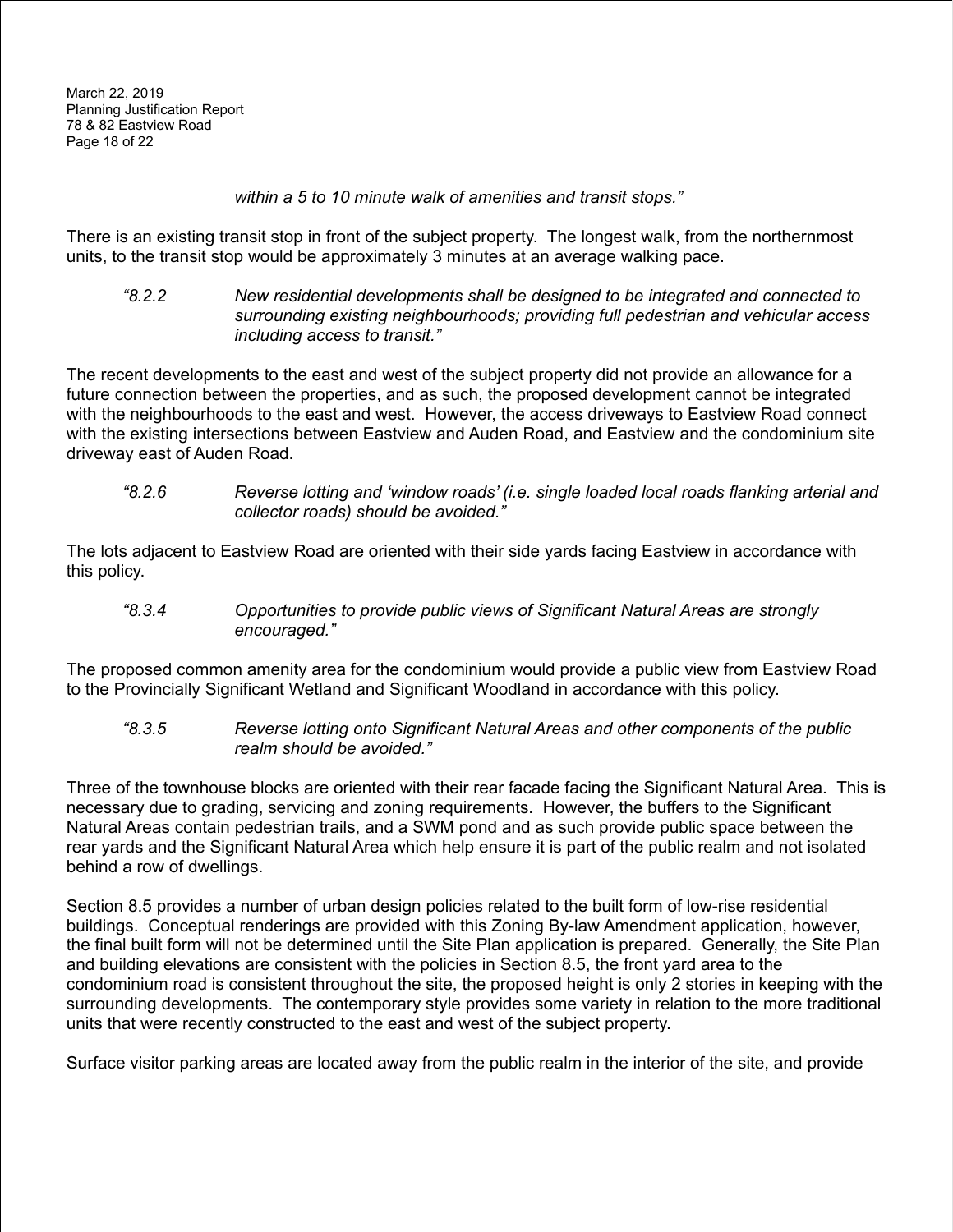*within a 5 to 10 minute walk of amenities and transit stops."*

There is an existing transit stop in front of the subject property. The longest walk, from the northernmost units, to the transit stop would be approximately 3 minutes at an average walking pace.

> *"8.2.2 New residential developments shall be designed to be integrated and connected to surrounding existing neighbourhoods; providing full pedestrian and vehicular access including access to transit."*

The recent developments to the east and west of the subject property did not provide an allowance for a future connection between the properties, and as such, the proposed development cannot be integrated with the neighbourhoods to the east and west. However, the access driveways to Eastview Road connect with the existing intersections between Eastview and Auden Road, and Eastview and the condominium site driveway east of Auden Road.

> *"8.2.6 Reverse lotting and 'window roads' (i.e. single loaded local roads flanking arterial and collector roads) should be avoided."*

The lots adjacent to Eastview Road are oriented with their side yards facing Eastview in accordance with this policy.

> *"8.3.4 Opportunities to provide public views of Significant Natural Areas are strongly encouraged."*

The proposed common amenity area for the condominium would provide a public view from Eastview Road to the Provincially Significant Wetland and Significant Woodland in accordance with this policy.

> *"8.3.5 Reverse lotting onto Significant Natural Areas and other components of the public realm should be avoided."*

Three of the townhouse blocks are oriented with their rear facade facing the Significant Natural Area. This is necessary due to grading, servicing and zoning requirements. However, the buffers to the Significant Natural Areas contain pedestrian trails, and a SWM pond and as such provide public space between the rear yards and the Significant Natural Area which help ensure it is part of the public realm and not isolated behind a row of dwellings.

Section 8.5 provides a number of urban design policies related to the built form of low-rise residential buildings. Conceptual renderings are provided with this Zoning By-law Amendment application, however, the final built form will not be determined until the Site Plan application is prepared. Generally, the Site Plan and building elevations are consistent with the policies in Section 8.5, the front yard area to the condominium road is consistent throughout the site, the proposed height is only 2 stories in keeping with the surrounding developments. The contemporary style provides some variety in relation to the more traditional units that were recently constructed to the east and west of the subject property.

Surface visitor parking areas are located away from the public realm in the interior of the site, and provide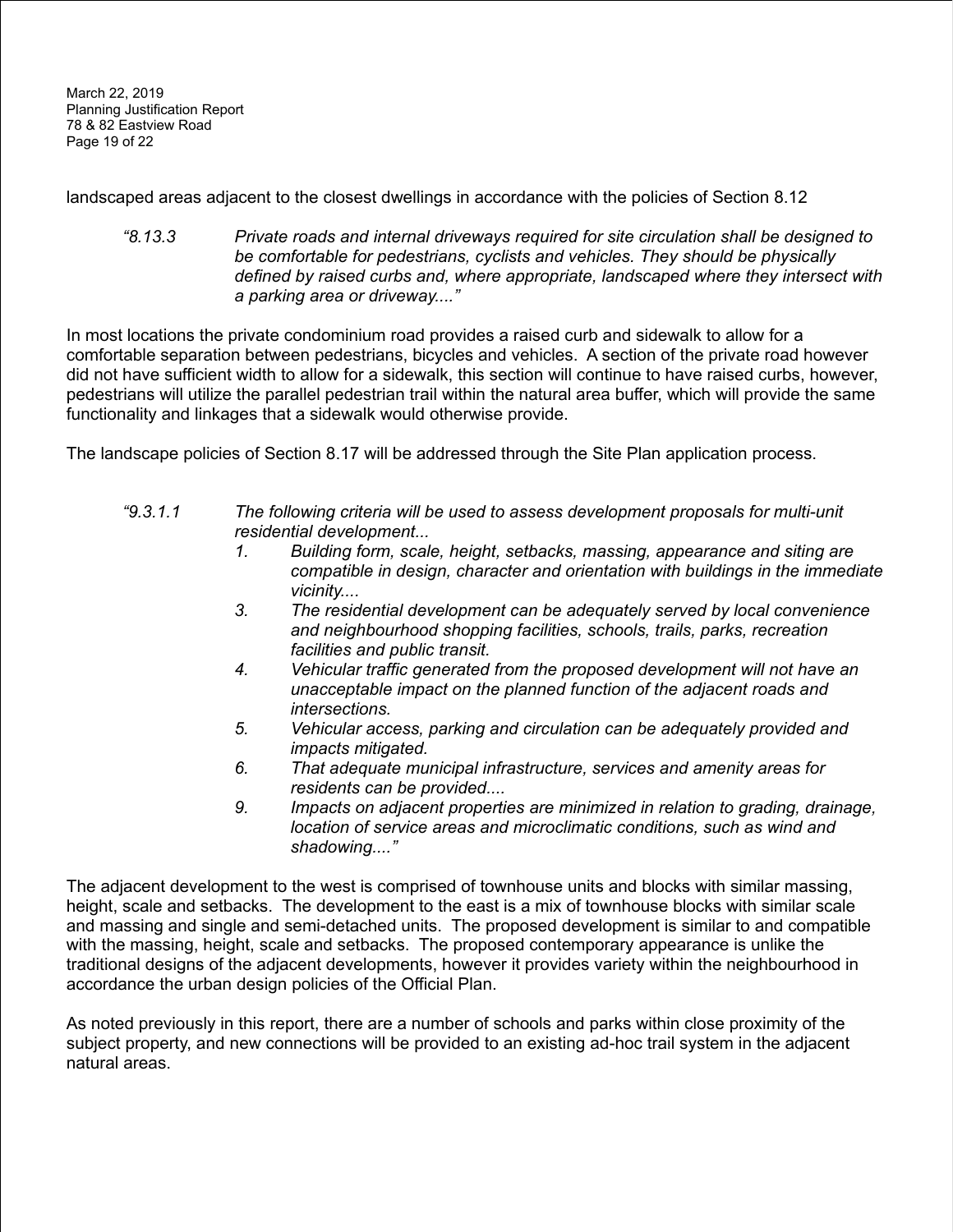landscaped areas adjacent to the closest dwellings in accordance with the policies of Section 8.12

> *"8.13.3 Private roads and internal driveways required for site circulation shall be designed to be comfortable for pedestrians, cyclists and vehicles. They should be physically defined by raised curbs and, where appropriate, landscaped where they intersect with a parking area or driveway...."*

In most locations the private condominium road provides a raised curb and sidewalk to allow for a comfortable separation between pedestrians, bicycles and vehicles. A section of the private road however did not have sufficient width to allow for a sidewalk, this section will continue to have raised curbs, however, pedestrians will utilize the parallel pedestrian trail within the natural area buffer, which will provide the same functionality and linkages that a sidewalk would otherwise provide.

The landscape policies of Section 8.17 will be addressed through the Site Plan application process.

> *"9.3.1.1 The following criteria will be used to assess development proposals for multi-unit residential development...*
>
> *1. Building form, scale, height, setbacks, massing, appearance and siting are compatible in design, character and orientation with buildings in the immediate vicinity....*
>
> *3. The residential development can be adequately served by local convenience and neighbourhood shopping facilities, schools, trails, parks, recreation facilities and public transit.*
>
> *4. Vehicular traffic generated from the proposed development will not have an unacceptable impact on the planned function of the adjacent roads and intersections.*
>
> *5. Vehicular access, parking and circulation can be adequately provided and impacts mitigated.*
>
> *6. That adequate municipal infrastructure, services and amenity areas for residents can be provided....*
>
> *9. Impacts on adjacent properties are minimized in relation to grading, drainage, location of service areas and microclimatic conditions, such as wind and shadowing...."*

The adjacent development to the west is comprised of townhouse units and blocks with similar massing, height, scale and setbacks. The development to the east is a mix of townhouse blocks with similar scale and massing and single and semi-detached units. The proposed development is similar to and compatible with the massing, height, scale and setbacks. The proposed contemporary appearance is unlike the traditional designs of the adjacent developments, however it provides variety within the neighbourhood in accordance the urban design policies of the Official Plan.

As noted previously in this report, there are a number of schools and parks within close proximity of the subject property, and new connections will be provided to an existing ad-hoc trail system in the adjacent natural areas.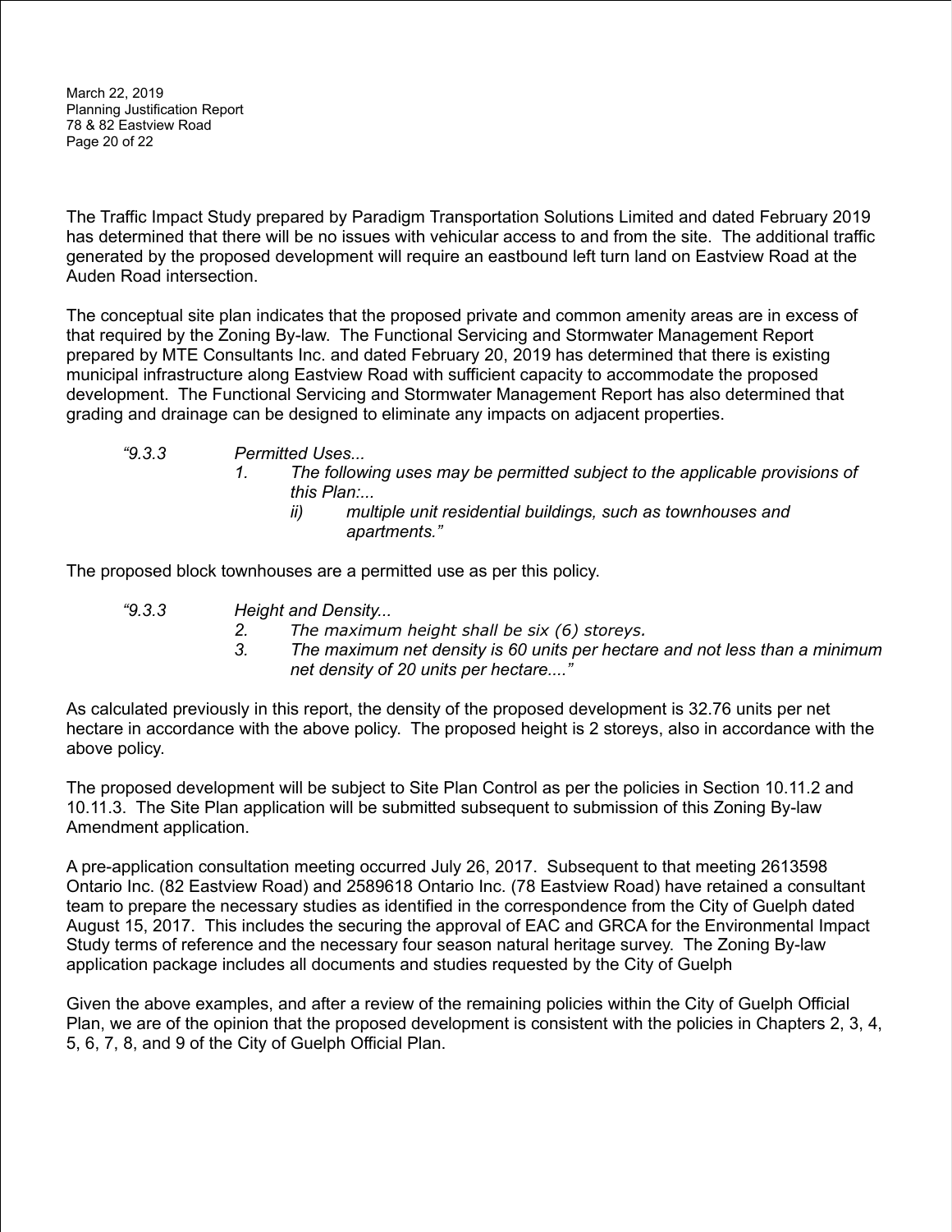The Traffic Impact Study prepared by Paradigm Transportation Solutions Limited and dated February 2019 has determined that there will be no issues with vehicular access to and from the site. The additional traffic generated by the proposed development will require an eastbound left turn land on Eastview Road at the Auden Road intersection.

The conceptual site plan indicates that the proposed private and common amenity areas are in excess of that required by the Zoning By-law. The Functional Servicing and Stormwater Management Report prepared by MTE Consultants Inc. and dated February 20, 2019 has determined that there is existing municipal infrastructure along Eastview Road with sufficient capacity to accommodate the proposed development. The Functional Servicing and Stormwater Management Report has also determined that grading and drainage can be designed to eliminate any impacts on adjacent properties.

> *"9.3.3 Permitted Uses...*
>
> *1. The following uses may be permitted subject to the applicable provisions of this Plan:...*
>
> *ii) multiple unit residential buildings, such as townhouses and apartments."*

The proposed block townhouses are a permitted use as per this policy.

> *"9.3.3 Height and Density...*
>
> *2. The maximum height shall be six (6) storeys.*
>
> *3. The maximum net density is 60 units per hectare and not less than a minimum net density of 20 units per hectare...."*

As calculated previously in this report, the density of the proposed development is 32.76 units per net hectare in accordance with the above policy. The proposed height is 2 storeys, also in accordance with the above policy.

The proposed development will be subject to Site Plan Control as per the policies in Section 10.11.2 and 10.11.3. The Site Plan application will be submitted subsequent to submission of this Zoning By-law Amendment application.

A pre-application consultation meeting occurred July 26, 2017. Subsequent to that meeting 2613598 Ontario Inc. (82 Eastview Road) and 2589618 Ontario Inc. (78 Eastview Road) have retained a consultant team to prepare the necessary studies as identified in the correspondence from the City of Guelph dated August 15, 2017. This includes the securing the approval of EAC and GRCA for the Environmental Impact Study terms of reference and the necessary four season natural heritage survey. The Zoning By-law application package includes all documents and studies requested by the City of Guelph

Given the above examples, and after a review of the remaining policies within the City of Guelph Official Plan, we are of the opinion that the proposed development is consistent with the policies in Chapters 2, 3, 4, 5, 6, 7, 8, and 9 of the City of Guelph Official Plan.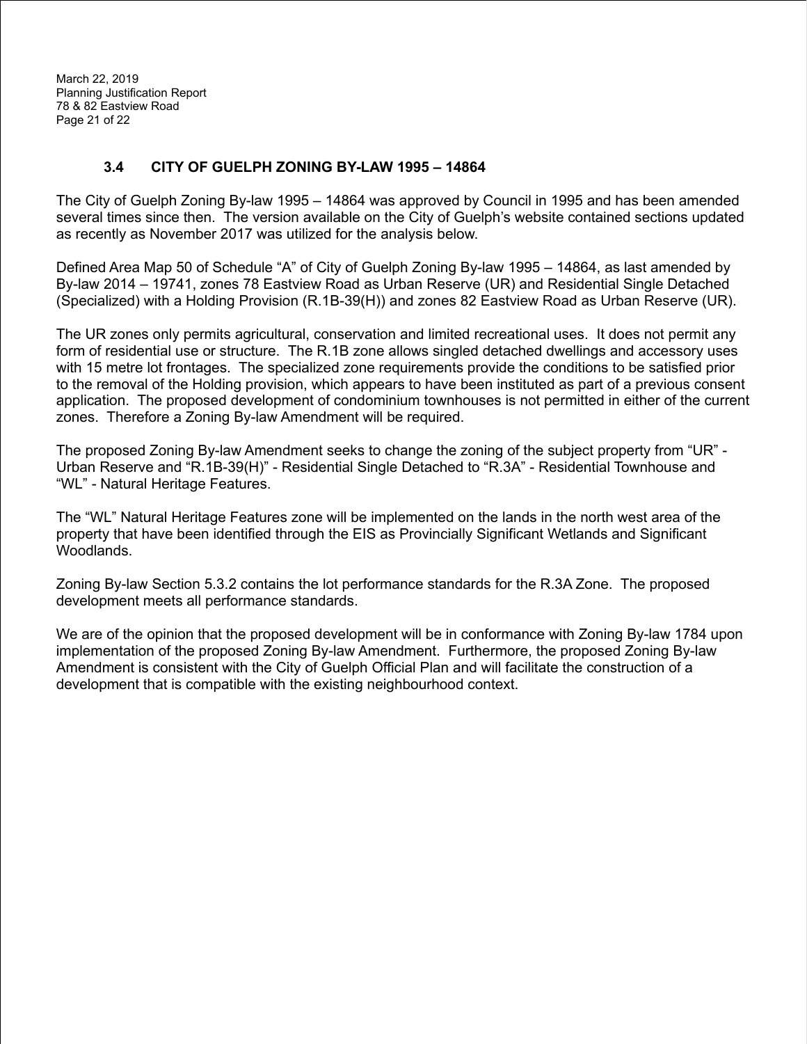### 3.4 CITY OF GUELPH ZONING BY-LAW 1995 – 14864

The City of Guelph Zoning By-law 1995 – 14864 was approved by Council in 1995 and has been amended several times since then. The version available on the City of Guelph's website contained sections updated as recently as November 2017 was utilized for the analysis below.

Defined Area Map 50 of Schedule "A" of City of Guelph Zoning By-law 1995 – 14864, as last amended by By-law 2014 – 19741, zones 78 Eastview Road as Urban Reserve (UR) and Residential Single Detached (Specialized) with a Holding Provision (R.1B-39(H)) and zones 82 Eastview Road as Urban Reserve (UR).

The UR zones only permits agricultural, conservation and limited recreational uses. It does not permit any form of residential use or structure. The R.1B zone allows singled detached dwellings and accessory uses with 15 metre lot frontages. The specialized zone requirements provide the conditions to be satisfied prior to the removal of the Holding provision, which appears to have been instituted as part of a previous consent application. The proposed development of condominium townhouses is not permitted in either of the current zones. Therefore a Zoning By-law Amendment will be required.

The proposed Zoning By-law Amendment seeks to change the zoning of the subject property from "UR" - Urban Reserve and "R.1B-39(H)" - Residential Single Detached to "R.3A" - Residential Townhouse and "WL" - Natural Heritage Features.

The "WL" Natural Heritage Features zone will be implemented on the lands in the north west area of the property that have been identified through the EIS as Provincially Significant Wetlands and Significant Woodlands.

Zoning By-law Section 5.3.2 contains the lot performance standards for the R.3A Zone. The proposed development meets all performance standards.

We are of the opinion that the proposed development will be in conformance with Zoning By-law 1784 upon implementation of the proposed Zoning By-law Amendment. Furthermore, the proposed Zoning By-law Amendment is consistent with the City of Guelph Official Plan and will facilitate the construction of a development that is compatible with the existing neighbourhood context.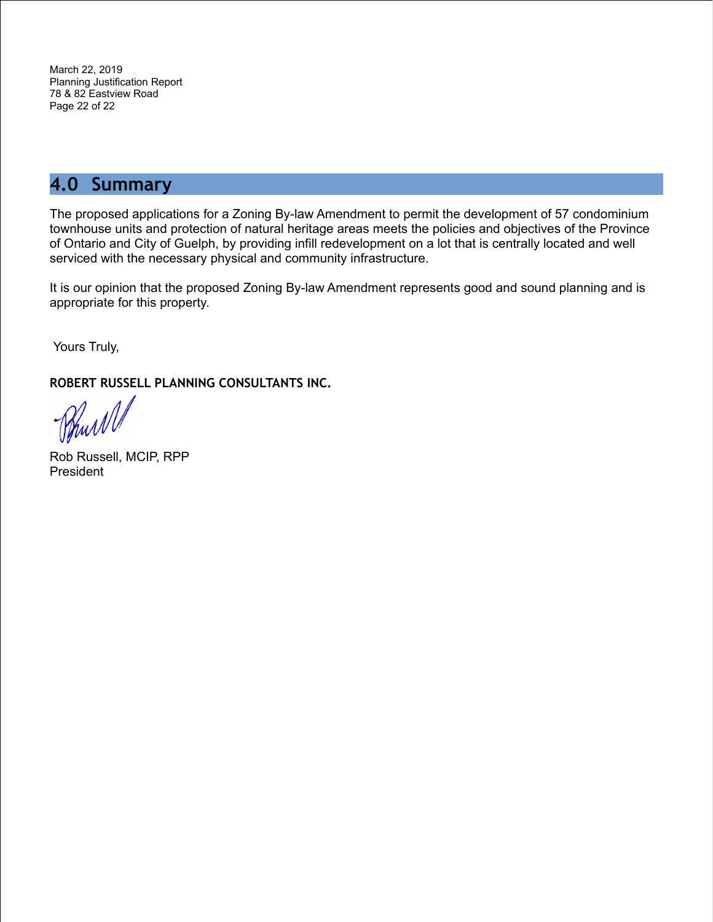## 4.0 Summary

The proposed applications for a Zoning By-law Amendment to permit the development of 57 condominium townhouse units and protection of natural heritage areas meets the policies and objectives of the Province of Ontario and City of Guelph, by providing infill redevelopment on a lot that is centrally located and well serviced with the necessary physical and community infrastructure.

It is our opinion that the proposed Zoning By-law Amendment represents good and sound planning and is appropriate for this property.

Yours Truly,

**ROBERT RUSSELL PLANNING CONSULTANTS INC.**

Rob Russell, MCIP, RPP
President